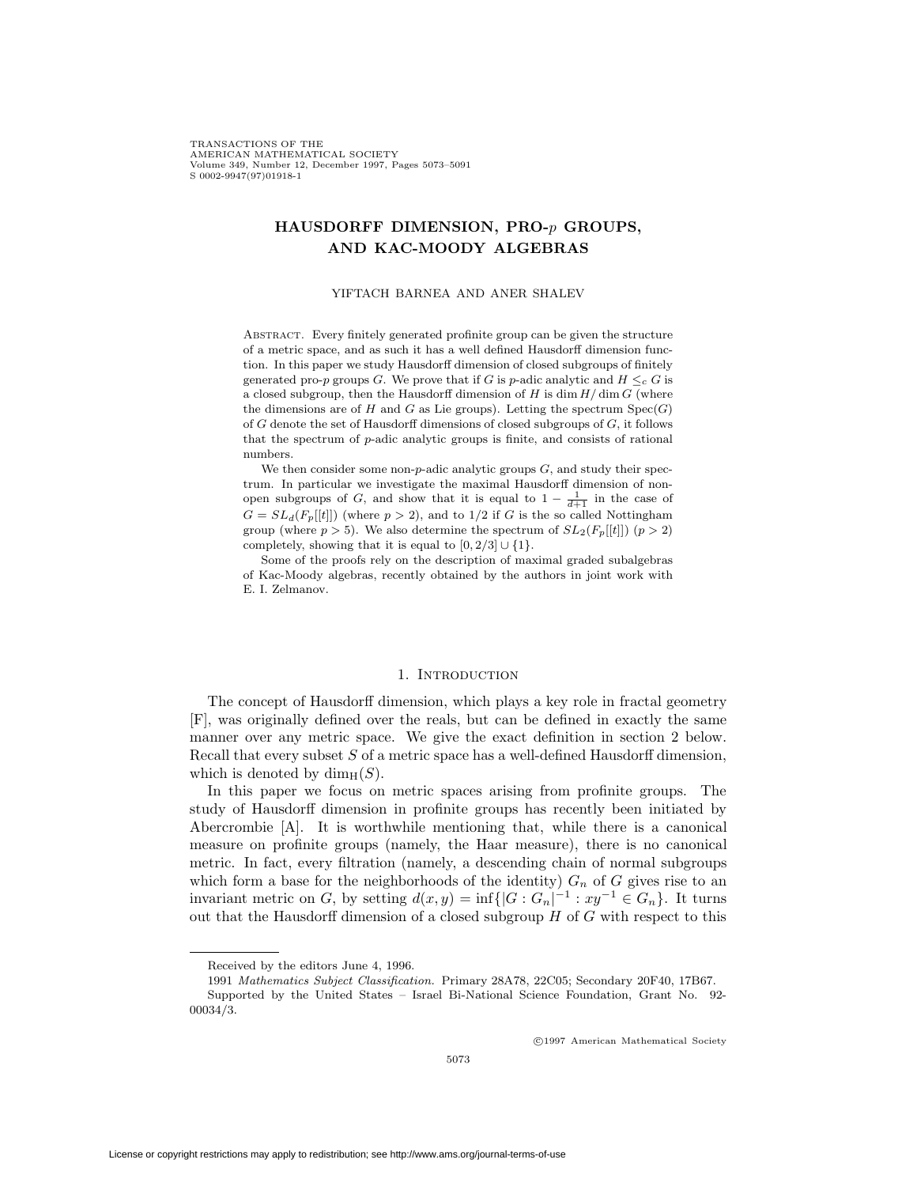# HAUSDORFF DIMENSION, PRO-$p$ GROUPS, AND KAC-MOODY ALGEBRAS

YIFTACH BARNEA AND ANER SHALEV

ABSTRACT. Every finitely generated profinite group can be given the structure of a metric space, and as such it has a well defined Hausdorff dimension function. In this paper we study Hausdorff dimension of closed subgroups of finitely generated pro-$p$ groups $G$. We prove that if $G$ is $p$-adic analytic and $H \leq_c G$ is a closed subgroup, then the Hausdorff dimension of $H$ is $\dim H / \dim G$ (where the dimensions are of $H$ and $G$ as Lie groups). Letting the spectrum $\mathrm{Spec}(G)$ of $G$ denote the set of Hausdorff dimensions of closed subgroups of $G$, it follows that the spectrum of $p$-adic analytic groups is finite, and consists of rational numbers.

We then consider some non-$p$-adic analytic groups $G$, and study their spectrum. In particular we investigate the maximal Hausdorff dimension of non-open subgroups of $G$, and show that it is equal to $1 - \frac{1}{d+1}$ in the case of $G = SL_d(F_p[[t]])$ (where $p > 2$), and to $1/2$ if $G$ is the so called Nottingham group (where $p > 5$). We also determine the spectrum of $SL_2(F_p[[t]])$ ($p > 2$) completely, showing that it is equal to $[0, 2/3] \cup \{1\}$.

Some of the proofs rely on the description of maximal graded subalgebras of Kac-Moody algebras, recently obtained by the authors in joint work with E. I. Zelmanov.

## 1. INTRODUCTION

The concept of Hausdorff dimension, which plays a key role in fractal geometry [F], was originally defined over the reals, but can be defined in exactly the same manner over any metric space. We give the exact definition in section 2 below. Recall that every subset $S$ of a metric space has a well-defined Hausdorff dimension, which is denoted by $\dim_{\mathrm{H}}(S)$.

In this paper we focus on metric spaces arising from profinite groups. The study of Hausdorff dimension in profinite groups has recently been initiated by Abercrombie [A]. It is worthwhile mentioning that, while there is a canonical measure on profinite groups (namely, the Haar measure), there is no canonical metric. In fact, every filtration (namely, a descending chain of normal subgroups which form a base for the neighborhoods of the identity) $G_n$ of $G$ gives rise to an invariant metric on $G$, by setting $d(x, y) = \inf\{|G : G_n|^{-1} : xy^{-1} \in G_n\}$. It turns out that the Hausdorff dimension of a closed subgroup $H$ of $G$ with respect to this

Received by the editors June 4, 1996.

1991 *Mathematics Subject Classification.* Primary 28A78, 22C05; Secondary 20F40, 17B67.

Supported by the United States – Israel Bi-National Science Foundation, Grant No. 92-00034/3.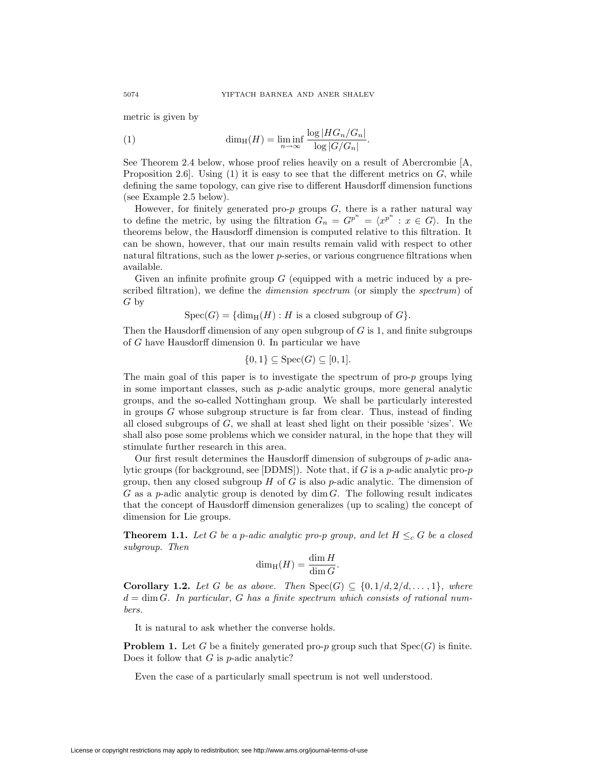metric is given by

$$\dim_{\mathrm{H}}(H) = \liminf_{n\to\infty} \frac{\log |HG_n/G_n|}{\log |G/G_n|}. \tag{1}$$

See Theorem 2.4 below, whose proof relies heavily on a result of Abercrombie [A, Proposition 2.6]. Using (1) it is easy to see that the different metrics on $G$, while defining the same topology, can give rise to different Hausdorff dimension functions (see Example 2.5 below).

However, for finitely generated pro-$p$ groups $G$, there is a rather natural way to define the metric, by using the filtration $G_n = G^{p^n} = \langle x^{p^n} : x \in G\rangle$. In the theorems below, the Hausdorff dimension is computed relative to this filtration. It can be shown, however, that our main results remain valid with respect to other natural filtrations, such as the lower $p$-series, or various congruence filtrations when available.

Given an infinite profinite group $G$ (equipped with a metric induced by a prescribed filtration), we define the *dimension spectrum* (or simply the *spectrum*) of $G$ by

$$\mathrm{Spec}(G) = \{\dim_{\mathrm{H}}(H) : H \text{ is a closed subgroup of } G\}.$$

Then the Hausdorff dimension of any open subgroup of $G$ is 1, and finite subgroups of $G$ have Hausdorff dimension 0. In particular we have

$$\{0, 1\} \subseteq \mathrm{Spec}(G) \subseteq [0, 1].$$

The main goal of this paper is to investigate the spectrum of pro-$p$ groups lying in some important classes, such as $p$-adic analytic groups, more general analytic groups, and the so-called Nottingham group. We shall be particularly interested in groups $G$ whose subgroup structure is far from clear. Thus, instead of finding all closed subgroups of $G$, we shall at least shed light on their possible 'sizes'. We shall also pose some problems which we consider natural, in the hope that they will stimulate further research in this area.

Our first result determines the Hausdorff dimension of subgroups of $p$-adic analytic groups (for background, see [DDMS]). Note that, if $G$ is a $p$-adic analytic pro-$p$ group, then any closed subgroup $H$ of $G$ is also $p$-adic analytic. The dimension of $G$ as a $p$-adic analytic group is denoted by $\dim G$. The following result indicates that the concept of Hausdorff dimension generalizes (up to scaling) the concept of dimension for Lie groups.

**Theorem 1.1.** *Let $G$ be a $p$-adic analytic pro-$p$ group, and let $H \leq_c G$ be a closed subgroup. Then*

$$\dim_{\mathrm{H}}(H) = \frac{\dim H}{\dim G}.$$

**Corollary 1.2.** *Let $G$ be as above. Then $\mathrm{Spec}(G) \subseteq \{0, 1/d, 2/d, \ldots, 1\}$, where $d = \dim G$. In particular, $G$ has a finite spectrum which consists of rational numbers.*

It is natural to ask whether the converse holds.

**Problem 1.** Let $G$ be a finitely generated pro-$p$ group such that $\mathrm{Spec}(G)$ is finite. Does it follow that $G$ is $p$-adic analytic?

Even the case of a particularly small spectrum is not well understood.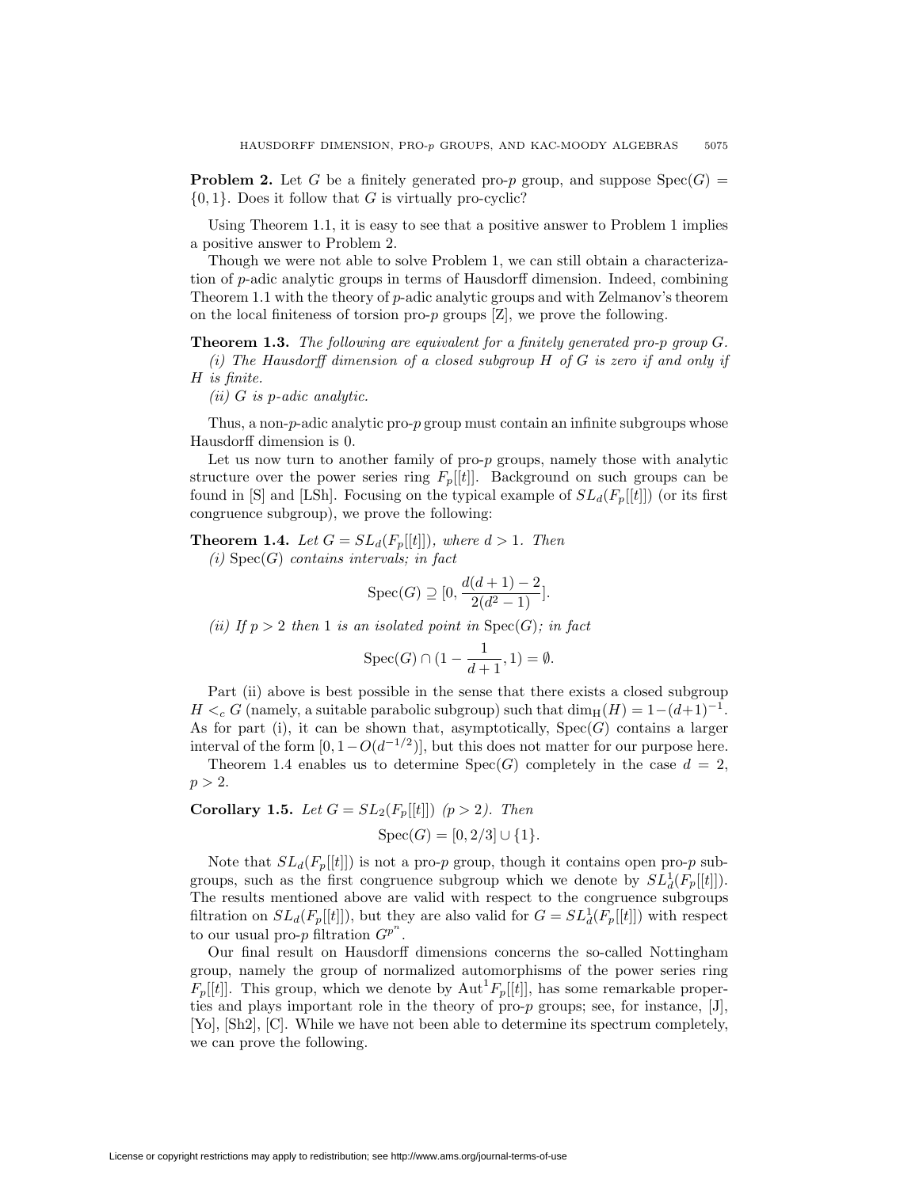**Problem 2.** Let $G$ be a finitely generated pro-$p$ group, and suppose $\mathrm{Spec}(G) = \{0, 1\}$. Does it follow that $G$ is virtually pro-cyclic?

Using Theorem 1.1, it is easy to see that a positive answer to Problem 1 implies a positive answer to Problem 2.

Though we were not able to solve Problem 1, we can still obtain a characterization of $p$-adic analytic groups in terms of Hausdorff dimension. Indeed, combining Theorem 1.1 with the theory of $p$-adic analytic groups and with Zelmanov's theorem on the local finiteness of torsion pro-$p$ groups [Z], we prove the following.

**Theorem 1.3.** *The following are equivalent for a finitely generated pro-p group G.*

*(i) The Hausdorff dimension of a closed subgroup H of G is zero if and only if H is finite.*

*(ii) G is p-adic analytic.*

Thus, a non-$p$-adic analytic pro-$p$ group must contain an infinite subgroups whose Hausdorff dimension is 0.

Let us now turn to another family of pro-$p$ groups, namely those with analytic structure over the power series ring $F_p[[t]]$. Background on such groups can be found in [S] and [LSh]. Focusing on the typical example of $SL_d(F_p[[t]])$ (or its first congruence subgroup), we prove the following:

**Theorem 1.4.** *Let $G = SL_d(F_p[[t]])$, where $d > 1$. Then*

*(i)* $\mathrm{Spec}(G)$ *contains intervals; in fact*

$$\mathrm{Spec}(G) \supseteq [0, \frac{d(d+1)-2}{2(d^2-1)}].$$

*(ii) If $p > 2$ then 1 is an isolated point in* $\mathrm{Spec}(G)$*; in fact*

$$\mathrm{Spec}(G) \cap (1 - \frac{1}{d+1}, 1) = \emptyset.$$

Part (ii) above is best possible in the sense that there exists a closed subgroup $H <_c G$ (namely, a suitable parabolic subgroup) such that $\dim_{\mathrm{H}}(H) = 1-(d+1)^{-1}$. As for part (i), it can be shown that, asymptotically, $\mathrm{Spec}(G)$ contains a larger interval of the form $[0, 1-O(d^{-1/2})]$, but this does not matter for our purpose here.

Theorem 1.4 enables us to determine $\mathrm{Spec}(G)$ completely in the case $d = 2$, $p > 2$.

**Corollary 1.5.** *Let $G = SL_2(F_p[[t]])$ $(p > 2)$. Then*

$$\mathrm{Spec}(G) = [0, 2/3] \cup \{1\}.$$

Note that $SL_d(F_p[[t]])$ is not a pro-$p$ group, though it contains open pro-$p$ subgroups, such as the first congruence subgroup which we denote by $SL_d^1(F_p[[t]])$. The results mentioned above are valid with respect to the congruence subgroups filtration on $SL_d(F_p[[t]])$, but they are also valid for $G = SL_d^1(F_p[[t]])$ with respect to our usual pro-$p$ filtration $G^{p^n}$.

Our final result on Hausdorff dimensions concerns the so-called Nottingham group, namely the group of normalized automorphisms of the power series ring $F_p[[t]]$. This group, which we denote by $\mathrm{Aut}^1 F_p[[t]]$, has some remarkable properties and plays important role in the theory of pro-$p$ groups; see, for instance, [J], [Yo], [Sh2], [C]. While we have not been able to determine its spectrum completely, we can prove the following.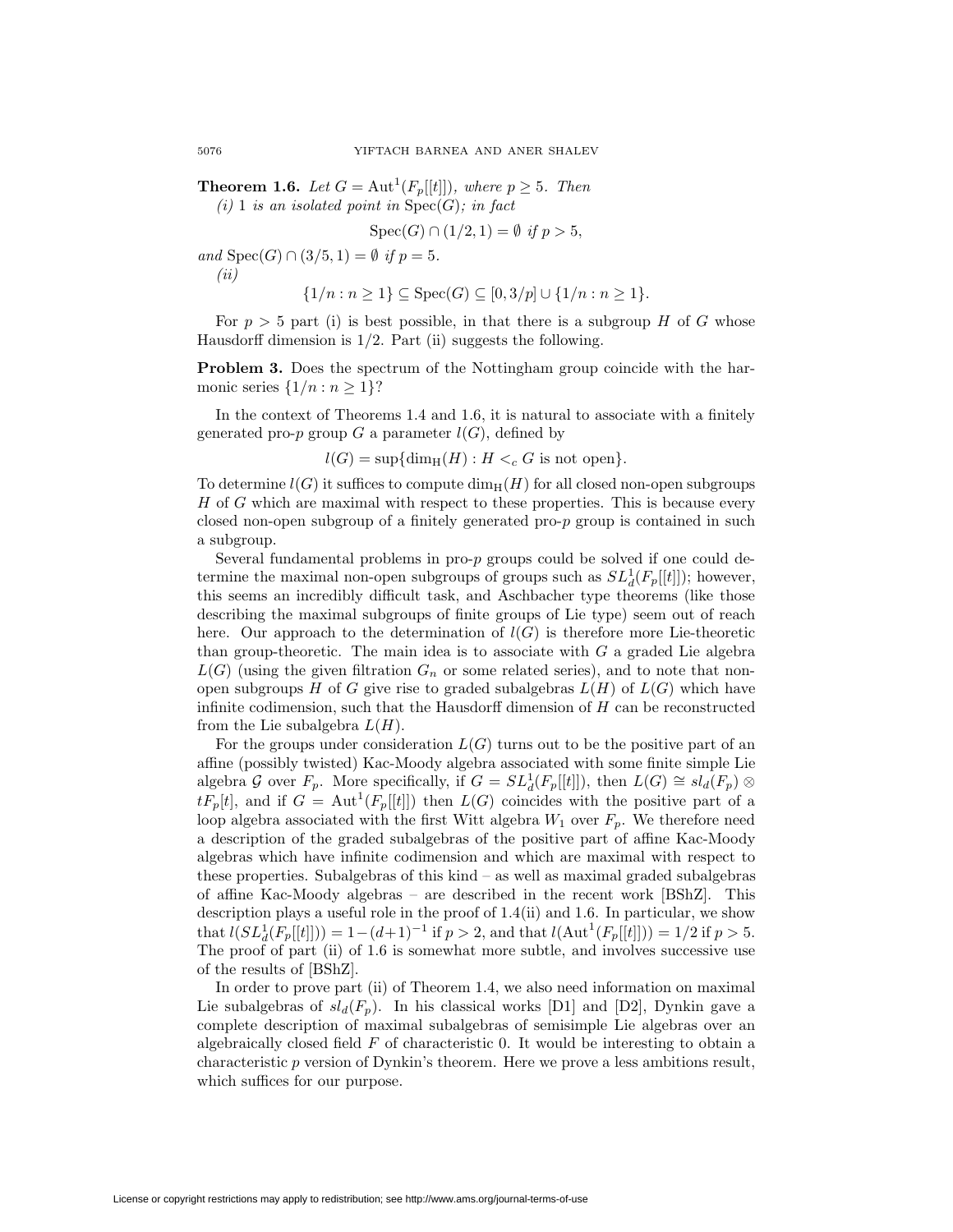**Theorem 1.6.** *Let $G = \mathrm{Aut}^1(F_p[[t]])$, where $p \geq 5$. Then*

*(i) 1 is an isolated point in $\mathrm{Spec}(G)$; in fact*

$$\mathrm{Spec}(G) \cap (1/2, 1) = \emptyset \text{ if } p > 5,$$

*and $\mathrm{Spec}(G) \cap (3/5, 1) = \emptyset$ if $p = 5$.*

*(ii)*

$$\{1/n : n \geq 1\} \subseteq \mathrm{Spec}(G) \subseteq [0, 3/p] \cup \{1/n : n \geq 1\}.$$

For $p > 5$ part (i) is best possible, in that there is a subgroup $H$ of $G$ whose Hausdorff dimension is $1/2$. Part (ii) suggests the following.

**Problem 3.** Does the spectrum of the Nottingham group coincide with the harmonic series $\{1/n : n \geq 1\}$?

In the context of Theorems 1.4 and 1.6, it is natural to associate with a finitely generated pro-$p$ group $G$ a parameter $l(G)$, defined by

$$l(G) = \sup\{\dim_{\mathrm{H}}(H) : H <_c G \text{ is not open}\}.$$

To determine $l(G)$ it suffices to compute $\dim_{\mathrm{H}}(H)$ for all closed non-open subgroups $H$ of $G$ which are maximal with respect to these properties. This is because every closed non-open subgroup of a finitely generated pro-$p$ group is contained in such a subgroup.

Several fundamental problems in pro-$p$ groups could be solved if one could determine the maximal non-open subgroups of groups such as $SL_d^1(F_p[[t]])$; however, this seems an incredibly difficult task, and Aschbacher type theorems (like those describing the maximal subgroups of finite groups of Lie type) seem out of reach here. Our approach to the determination of $l(G)$ is therefore more Lie-theoretic than group-theoretic. The main idea is to associate with $G$ a graded Lie algebra $L(G)$ (using the given filtration $G_n$ or some related series), and to note that non-open subgroups $H$ of $G$ give rise to graded subalgebras $L(H)$ of $L(G)$ which have infinite codimension, such that the Hausdorff dimension of $H$ can be reconstructed from the Lie subalgebra $L(H)$.

For the groups under consideration $L(G)$ turns out to be the positive part of an affine (possibly twisted) Kac-Moody algebra associated with some finite simple Lie algebra $\mathcal{G}$ over $F_p$. More specifically, if $G = SL_d^1(F_p[[t]])$, then $L(G) \cong sl_d(F_p) \otimes tF_p[t]$, and if $G = \mathrm{Aut}^1(F_p[[t]])$ then $L(G)$ coincides with the positive part of a loop algebra associated with the first Witt algebra $W_1$ over $F_p$. We therefore need a description of the graded subalgebras of the positive part of affine Kac-Moody algebras which have infinite codimension and which are maximal with respect to these properties. Subalgebras of this kind – as well as maximal graded subalgebras of affine Kac-Moody algebras – are described in the recent work [BShZ]. This description plays a useful role in the proof of 1.4(ii) and 1.6. In particular, we show that $l(SL_d^1(F_p[[t]])) = 1 - (d+1)^{-1}$ if $p > 2$, and that $l(\mathrm{Aut}^1(F_p[[t]])) = 1/2$ if $p > 5$. The proof of part (ii) of 1.6 is somewhat more subtle, and involves successive use of the results of [BShZ].

In order to prove part (ii) of Theorem 1.4, we also need information on maximal Lie subalgebras of $sl_d(F_p)$. In his classical works [D1] and [D2], Dynkin gave a complete description of maximal subalgebras of semisimple Lie algebras over an algebraically closed field $F$ of characteristic 0. It would be interesting to obtain a characteristic $p$ version of Dynkin's theorem. Here we prove a less ambitions result, which suffices for our purpose.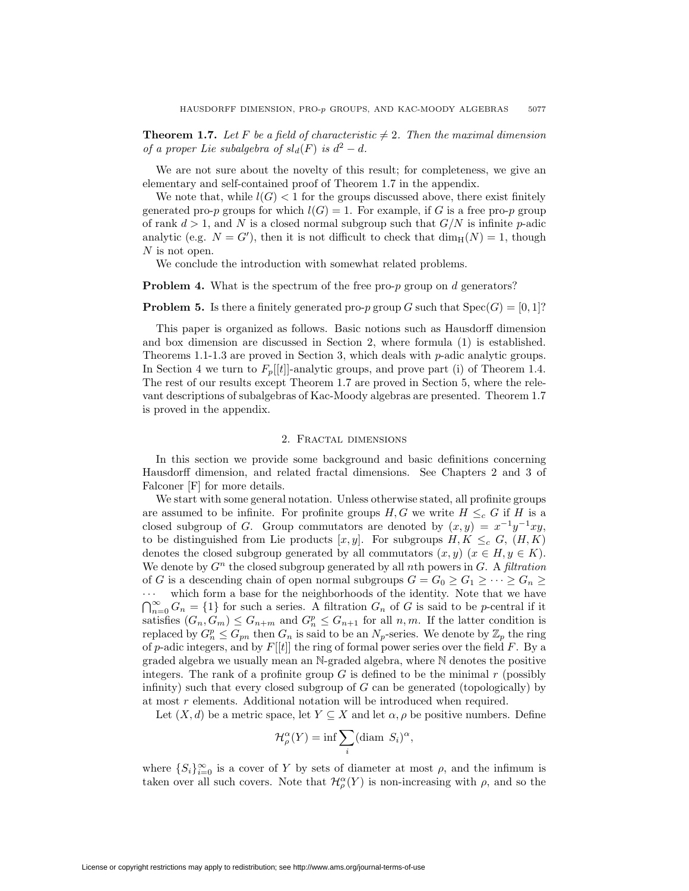**Theorem 1.7.** *Let $F$ be a field of characteristic $\neq 2$. Then the maximal dimension of a proper Lie subalgebra of $sl_d(F)$ is $d^2 - d$.*

We are not sure about the novelty of this result; for completeness, we give an elementary and self-contained proof of Theorem 1.7 in the appendix.

We note that, while $l(G) < 1$ for the groups discussed above, there exist finitely generated pro-$p$ groups for which $l(G) = 1$. For example, if $G$ is a free pro-$p$ group of rank $d > 1$, and $N$ is a closed normal subgroup such that $G/N$ is infinite $p$-adic analytic (e.g. $N = G'$), then it is not difficult to check that $\dim_{\mathrm{H}}(N) = 1$, though $N$ is not open.

We conclude the introduction with somewhat related problems.

**Problem 4.** What is the spectrum of the free pro-$p$ group on $d$ generators?

**Problem 5.** Is there a finitely generated pro-$p$ group $G$ such that $\mathrm{Spec}(G) = [0, 1]$?

This paper is organized as follows. Basic notions such as Hausdorff dimension and box dimension are discussed in Section 2, where formula (1) is established. Theorems 1.1-1.3 are proved in Section 3, which deals with $p$-adic analytic groups. In Section 4 we turn to $F_p[[t]]$-analytic groups, and prove part (i) of Theorem 1.4. The rest of our results except Theorem 1.7 are proved in Section 5, where the relevant descriptions of subalgebras of Kac-Moody algebras are presented. Theorem 1.7 is proved in the appendix.

## 2. Fractal dimensions

In this section we provide some background and basic definitions concerning Hausdorff dimension, and related fractal dimensions. See Chapters 2 and 3 of Falconer [F] for more details.

We start with some general notation. Unless otherwise stated, all profinite groups are assumed to be infinite. For profinite groups $H, G$ we write $H \leq_c G$ if $H$ is a closed subgroup of $G$. Group commutators are denoted by $(x, y) = x^{-1}y^{-1}xy$, to be distinguished from Lie products $[x, y]$. For subgroups $H, K \leq_c G$, $(H, K)$ denotes the closed subgroup generated by all commutators $(x, y)$ $(x \in H, y \in K)$. We denote by $G^n$ the closed subgroup generated by all $n$th powers in $G$. A *filtration* of $G$ is a descending chain of open normal subgroups $G = G_0 \geq G_1 \geq \cdots \geq G_n \geq \cdots$ which form a base for the neighborhoods of the identity. Note that we have $\bigcap_{n=0}^{\infty} G_n = \{1\}$ for such a series. A filtration $G_n$ of $G$ is said to be $p$-central if it satisfies $(G_n, G_m) \leq G_{n+m}$ and $G_n^p \leq G_{n+1}$ for all $n, m$. If the latter condition is replaced by $G_n^p \leq G_{pn}$ then $G_n$ is said to be an $N_p$-series. We denote by $\mathbb{Z}_p$ the ring of $p$-adic integers, and by $F[[t]]$ the ring of formal power series over the field $F$. By a graded algebra we usually mean an $\mathbb{N}$-graded algebra, where $\mathbb{N}$ denotes the positive integers. The rank of a profinite group $G$ is defined to be the minimal $r$ (possibly infinity) such that every closed subgroup of $G$ can be generated (topologically) by at most $r$ elements. Additional notation will be introduced when required.

Let $(X, d)$ be a metric space, let $Y \subseteq X$ and let $\alpha, \rho$ be positive numbers. Define

$$\mathcal{H}^{\alpha}_{\rho}(Y) = \inf \sum_i (\mathrm{diam}\ S_i)^{\alpha},$$

where $\{S_i\}_{i=0}^{\infty}$ is a cover of $Y$ by sets of diameter at most $\rho$, and the infimum is taken over all such covers. Note that $\mathcal{H}^{\alpha}_{\rho}(Y)$ is non-increasing with $\rho$, and so the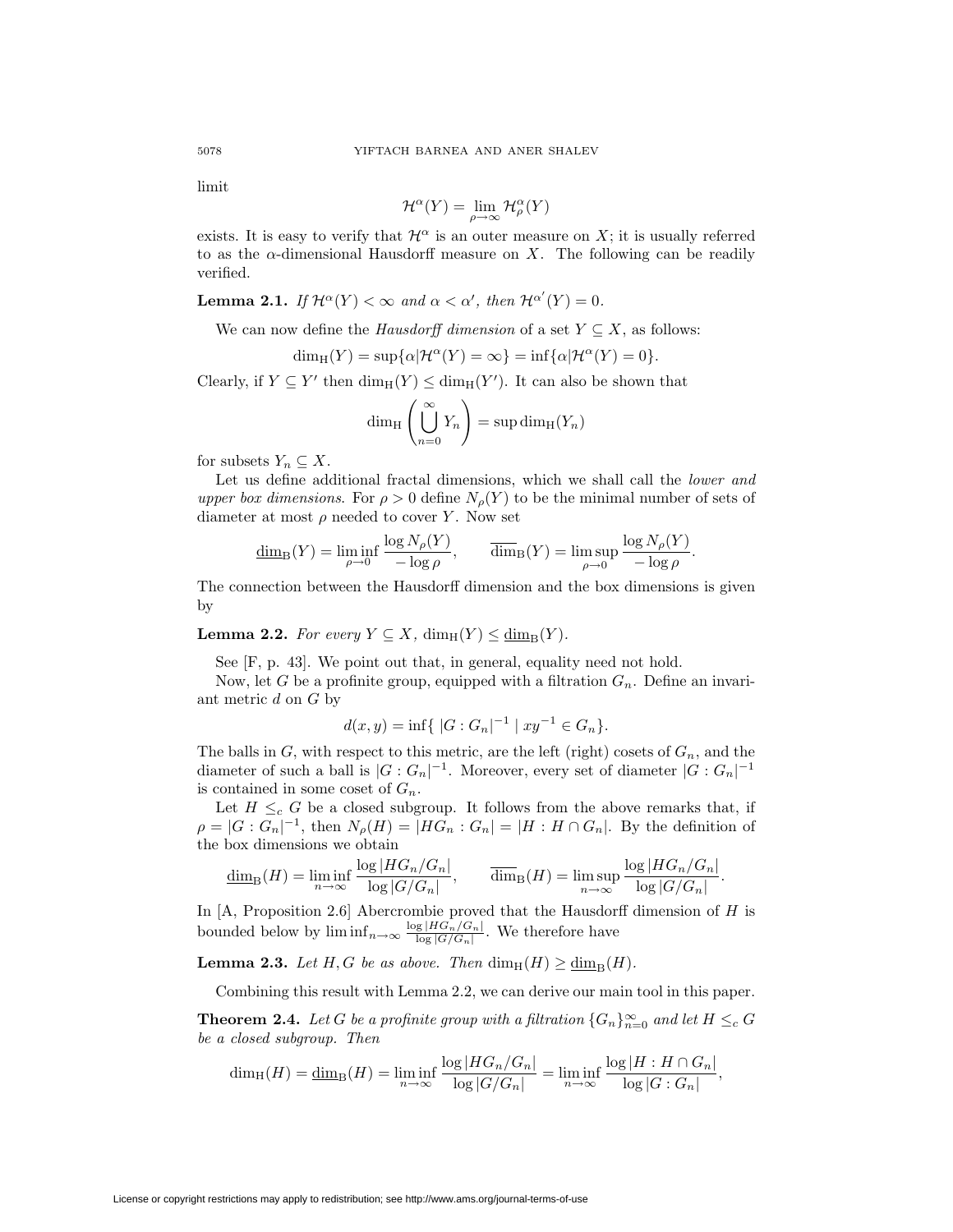limit

$$\mathcal{H}^\alpha(Y) = \lim_{\rho\to\infty} \mathcal{H}^\alpha_\rho(Y)$$

exists. It is easy to verify that $\mathcal{H}^\alpha$ is an outer measure on $X$; it is usually referred to as the $\alpha$-dimensional Hausdorff measure on $X$. The following can be readily verified.

**Lemma 2.1.** *If $\mathcal{H}^\alpha(Y) < \infty$ and $\alpha < \alpha'$, then $\mathcal{H}^{\alpha'}(Y) = 0$.*

We can now define the *Hausdorff dimension* of a set $Y \subseteq X$, as follows:

$$\dim_{\mathrm{H}}(Y) = \sup\{\alpha | \mathcal{H}^\alpha(Y) = \infty\} = \inf\{\alpha | \mathcal{H}^\alpha(Y) = 0\}.$$

Clearly, if $Y \subseteq Y'$ then $\dim_{\mathrm{H}}(Y) \leq \dim_{\mathrm{H}}(Y')$. It can also be shown that

$$\dim_{\mathrm{H}}\left(\bigcup_{n=0}^{\infty} Y_n\right) = \sup \dim_{\mathrm{H}}(Y_n)$$

for subsets $Y_n \subseteq X$.

Let us define additional fractal dimensions, which we shall call the *lower and upper box dimensions*. For $\rho > 0$ define $N_\rho(Y)$ to be the minimal number of sets of diameter at most $\rho$ needed to cover $Y$. Now set

$$\underline{\dim}_{\mathrm{B}}(Y) = \liminf_{\rho\to 0} \frac{\log N_\rho(Y)}{-\log \rho}, \qquad \overline{\dim}_{\mathrm{B}}(Y) = \limsup_{\rho\to 0} \frac{\log N_\rho(Y)}{-\log \rho}.$$

The connection between the Hausdorff dimension and the box dimensions is given by

**Lemma 2.2.** *For every $Y \subseteq X$, $\dim_{\mathrm{H}}(Y) \leq \underline{\dim}_{\mathrm{B}}(Y)$.*

See [F, p. 43]. We point out that, in general, equality need not hold.

Now, let $G$ be a profinite group, equipped with a filtration $G_n$. Define an invariant metric $d$ on $G$ by

$$d(x, y) = \inf\{\ |G : G_n|^{-1} \mid xy^{-1} \in G_n\}.$$

The balls in $G$, with respect to this metric, are the left (right) cosets of $G_n$, and the diameter of such a ball is $|G : G_n|^{-1}$. Moreover, every set of diameter $|G : G_n|^{-1}$ is contained in some coset of $G_n$.

Let $H \leq_c G$ be a closed subgroup. It follows from the above remarks that, if $\rho = |G : G_n|^{-1}$, then $N_\rho(H) = |HG_n : G_n| = |H : H \cap G_n|$. By the definition of the box dimensions we obtain

$$\underline{\dim}_{\mathrm{B}}(H) = \liminf_{n\to\infty} \frac{\log |HG_n/G_n|}{\log |G/G_n|}, \qquad \overline{\dim}_{\mathrm{B}}(H) = \limsup_{n\to\infty} \frac{\log |HG_n/G_n|}{\log |G/G_n|}.$$

In [A, Proposition 2.6] Abercrombie proved that the Hausdorff dimension of $H$ is bounded below by $\liminf_{n\to\infty} \frac{\log |HG_n/G_n|}{\log |G/G_n|}$. We therefore have

**Lemma 2.3.** *Let $H, G$ be as above. Then $\dim_{\mathrm{H}}(H) \geq \underline{\dim}_{\mathrm{B}}(H)$.*

Combining this result with Lemma 2.2, we can derive our main tool in this paper.

**Theorem 2.4.** *Let $G$ be a profinite group with a filtration $\{G_n\}_{n=0}^{\infty}$ and let $H \leq_c G$ be a closed subgroup. Then*

$$\dim_{\mathrm{H}}(H) = \underline{\dim}_{\mathrm{B}}(H) = \liminf_{n\to\infty} \frac{\log |HG_n/G_n|}{\log |G/G_n|} = \liminf_{n\to\infty} \frac{\log |H : H \cap G_n|}{\log |G : G_n|},$$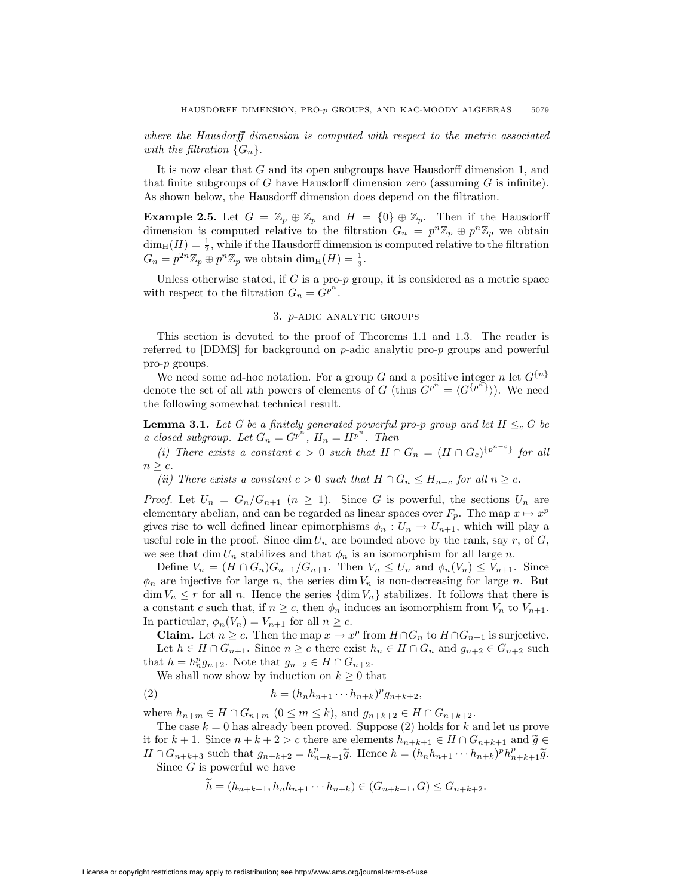*where the Hausdorff dimension is computed with respect to the metric associated with the filtration* $\{G_n\}$.

It is now clear that $G$ and its open subgroups have Hausdorff dimension 1, and that finite subgroups of $G$ have Hausdorff dimension zero (assuming $G$ is infinite). As shown below, the Hausdorff dimension does depend on the filtration.

**Example 2.5.** Let $G = \mathbb{Z}_p \oplus \mathbb{Z}_p$ and $H = \{0\} \oplus \mathbb{Z}_p$. Then if the Hausdorff dimension is computed relative to the filtration $G_n = p^n\mathbb{Z}_p \oplus p^n\mathbb{Z}_p$ we obtain $\dim_{\mathrm{H}}(H) = \frac{1}{2}$, while if the Hausdorff dimension is computed relative to the filtration $G_n = p^{2n}\mathbb{Z}_p \oplus p^n\mathbb{Z}_p$ we obtain $\dim_{\mathrm{H}}(H) = \frac{1}{3}$.

Unless otherwise stated, if $G$ is a pro-$p$ group, it is considered as a metric space with respect to the filtration $G_n = G^{p^n}$.

## 3. $p$-adic analytic groups

This section is devoted to the proof of Theorems 1.1 and 1.3. The reader is referred to [DDMS] for background on $p$-adic analytic pro-$p$ groups and powerful pro-$p$ groups.

We need some ad-hoc notation. For a group $G$ and a positive integer $n$ let $G^{\{n\}}$ denote the set of all $n$th powers of elements of $G$ (thus $G^{p^n} = \langle G^{\{p^n\}}\rangle$). We need the following somewhat technical result.

**Lemma 3.1.** *Let $G$ be a finitely generated powerful pro-$p$ group and let $H \leq_c G$ be a closed subgroup. Let $G_n = G^{p^n}$, $H_n = H^{p^n}$. Then*

*(i) There exists a constant $c > 0$ such that $H \cap G_n = (H \cap G_c)^{\{p^{n-c}\}}$ for all $n \geq c$.*

*(ii) There exists a constant $c > 0$ such that $H \cap G_n \leq H_{n-c}$ for all $n \geq c$.*

*Proof.* Let $U_n = G_n/G_{n+1}$ $(n \geq 1)$. Since $G$ is powerful, the sections $U_n$ are elementary abelian, and can be regarded as linear spaces over $F_p$. The map $x \mapsto x^p$ gives rise to well defined linear epimorphisms $\phi_n : U_n \to U_{n+1}$, which will play a useful role in the proof. Since $\dim U_n$ are bounded above by the rank, say $r$, of $G$, we see that $\dim U_n$ stabilizes and that $\phi_n$ is an isomorphism for all large $n$.

Define $V_n = (H \cap G_n)G_{n+1}/G_{n+1}$. Then $V_n \leq U_n$ and $\phi_n(V_n) \leq V_{n+1}$. Since $\phi_n$ are injective for large $n$, the series $\dim V_n$ is non-decreasing for large $n$. But $\dim V_n \leq r$ for all $n$. Hence the series $\{\dim V_n\}$ stabilizes. It follows that there is a constant $c$ such that, if $n \geq c$, then $\phi_n$ induces an isomorphism from $V_n$ to $V_{n+1}$. In particular, $\phi_n(V_n) = V_{n+1}$ for all $n \geq c$.

**Claim.** Let $n \geq c$. Then the map $x \mapsto x^p$ from $H \cap G_n$ to $H \cap G_{n+1}$ is surjective.

Let $h \in H \cap G_{n+1}$. Since $n \geq c$ there exist $h_n \in H \cap G_n$ and $g_{n+2} \in G_{n+2}$ such that $h = h_n^p g_{n+2}$. Note that $g_{n+2} \in H \cap G_{n+2}$.

We shall now show by induction on $k \geq 0$ that

$$h = (h_n h_{n+1} \cdots h_{n+k})^p g_{n+k+2}, \tag{2}$$

where $h_{n+m} \in H \cap G_{n+m}$ $(0 \leq m \leq k)$, and $g_{n+k+2} \in H \cap G_{n+k+2}$.

The case $k = 0$ has already been proved. Suppose (2) holds for $k$ and let us prove it for $k+1$. Since $n + k + 2 > c$ there are elements $h_{n+k+1} \in H \cap G_{n+k+1}$ and $\widetilde{g} \in H \cap G_{n+k+3}$ such that $g_{n+k+2} = h_{n+k+1}^p \widetilde{g}$. Hence $h = (h_n h_{n+1} \cdots h_{n+k})^p h_{n+k+1}^p \widetilde{g}$.

Since $G$ is powerful we have

$$\widetilde{h} = (h_{n+k+1}, h_n h_{n+1} \cdots h_{n+k}) \in (G_{n+k+1}, G) \leq G_{n+k+2}.$$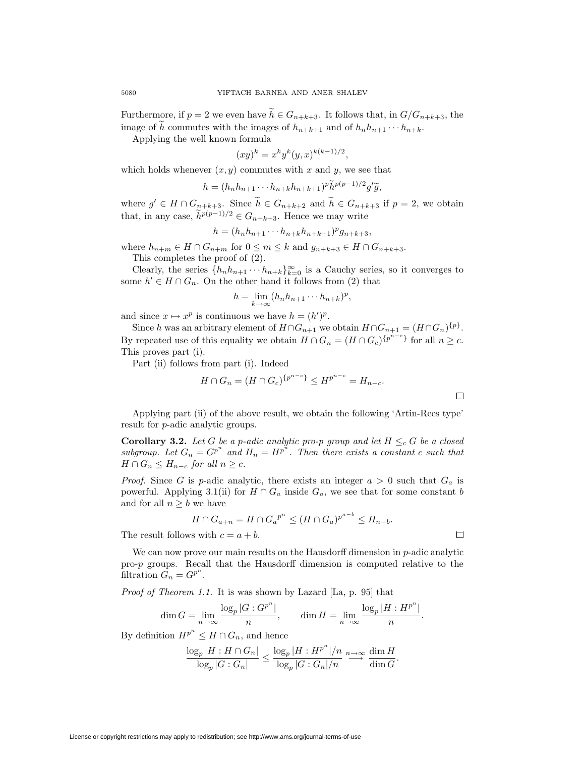Furthermore, if $p = 2$ we even have $\widetilde{h} \in G_{n+k+3}$. It follows that, in $G/G_{n+k+3}$, the image of $\widetilde{h}$ commutes with the images of $h_{n+k+1}$ and of $h_n h_{n+1} \cdots h_{n+k}$.

Applying the well known formula

$$(xy)^k = x^k y^k (y, x)^{k(k-1)/2},$$

which holds whenever $(x, y)$ commutes with $x$ and $y$, we see that

$$h = (h_n h_{n+1} \cdots h_{n+k} h_{n+k+1})^p \widetilde{h}^{p(p-1)/2} g' \widetilde{g},$$

where $g' \in H \cap G_{n+k+3}$. Since $\widetilde{h} \in G_{n+k+2}$ and $\widetilde{h} \in G_{n+k+3}$ if $p = 2$, we obtain that, in any case, $\widetilde{h}^{p(p-1)/2} \in G_{n+k+3}$. Hence we may write

$$h = (h_n h_{n+1} \cdots h_{n+k} h_{n+k+1})^p g_{n+k+3},$$

where $h_{n+m} \in H \cap G_{n+m}$ for $0 \leq m \leq k$ and $g_{n+k+3} \in H \cap G_{n+k+3}$.

This completes the proof of (2).

Clearly, the series $\{h_n h_{n+1} \cdots h_{n+k}\}_{k=0}^{\infty}$ is a Cauchy series, so it converges to some $h' \in H \cap G_n$. On the other hand it follows from (2) that

$$h = \lim_{k \to \infty} (h_n h_{n+1} \cdots h_{n+k})^p,$$

and since $x \mapsto x^p$ is continuous we have $h = (h')^p$.

Since $h$ was an arbitrary element of $H \cap G_{n+1}$ we obtain $H \cap G_{n+1} = (H \cap G_n)^{\{p\}}$. By repeated use of this equality we obtain $H \cap G_n = (H \cap G_c)^{\{p^{n-c}\}}$ for all $n \geq c$. This proves part (i).

Part (ii) follows from part (i). Indeed

$$H \cap G_n = (H \cap G_c)^{\{p^{n-c}\}} \leq H^{p^{n-c}} = H_{n-c}.$$

$\square$

Applying part (ii) of the above result, we obtain the following 'Artin-Rees type' result for $p$-adic analytic groups.

**Corollary 3.2.** *Let $G$ be a $p$-adic analytic pro-$p$ group and let $H \leq_c G$ be a closed subgroup. Let $G_n = G^{p^n}$ and $H_n = H^{p^n}$. Then there exists a constant $c$ such that $H \cap G_n \leq H_{n-c}$ for all $n \geq c$.*

*Proof.* Since $G$ is $p$-adic analytic, there exists an integer $a > 0$ such that $G_a$ is powerful. Applying 3.1(ii) for $H \cap G_a$ inside $G_a$, we see that for some constant $b$ and for all $n \geq b$ we have

$$H \cap G_{a+n} = H \cap {G_a}^{p^n} \leq (H \cap G_a)^{p^{n-b}} \leq H_{n-b}.$$

The result follows with $c = a + b$. $\square$

We can now prove our main results on the Hausdorff dimension in $p$-adic analytic pro-$p$ groups. Recall that the Hausdorff dimension is computed relative to the filtration $G_n = G^{p^n}$.

*Proof of Theorem 1.1.* It is was shown by Lazard [La, p. 95] that

$$\dim G = \lim_{n \to \infty} \frac{\log_p |G : G^{p^n}|}{n}, \qquad \dim H = \lim_{n \to \infty} \frac{\log_p |H : H^{p^n}|}{n}.$$

By definition $H^{p^n} \leq H \cap G_n$, and hence

$$\frac{\log_p |H : H \cap G_n|}{\log_p |G : G_n|} \leq \frac{\log_p |H : H^{p^n}|/n}{\log_p |G : G_n|/n} \overset{n \to \infty}{\longrightarrow} \frac{\dim H}{\dim G}.$$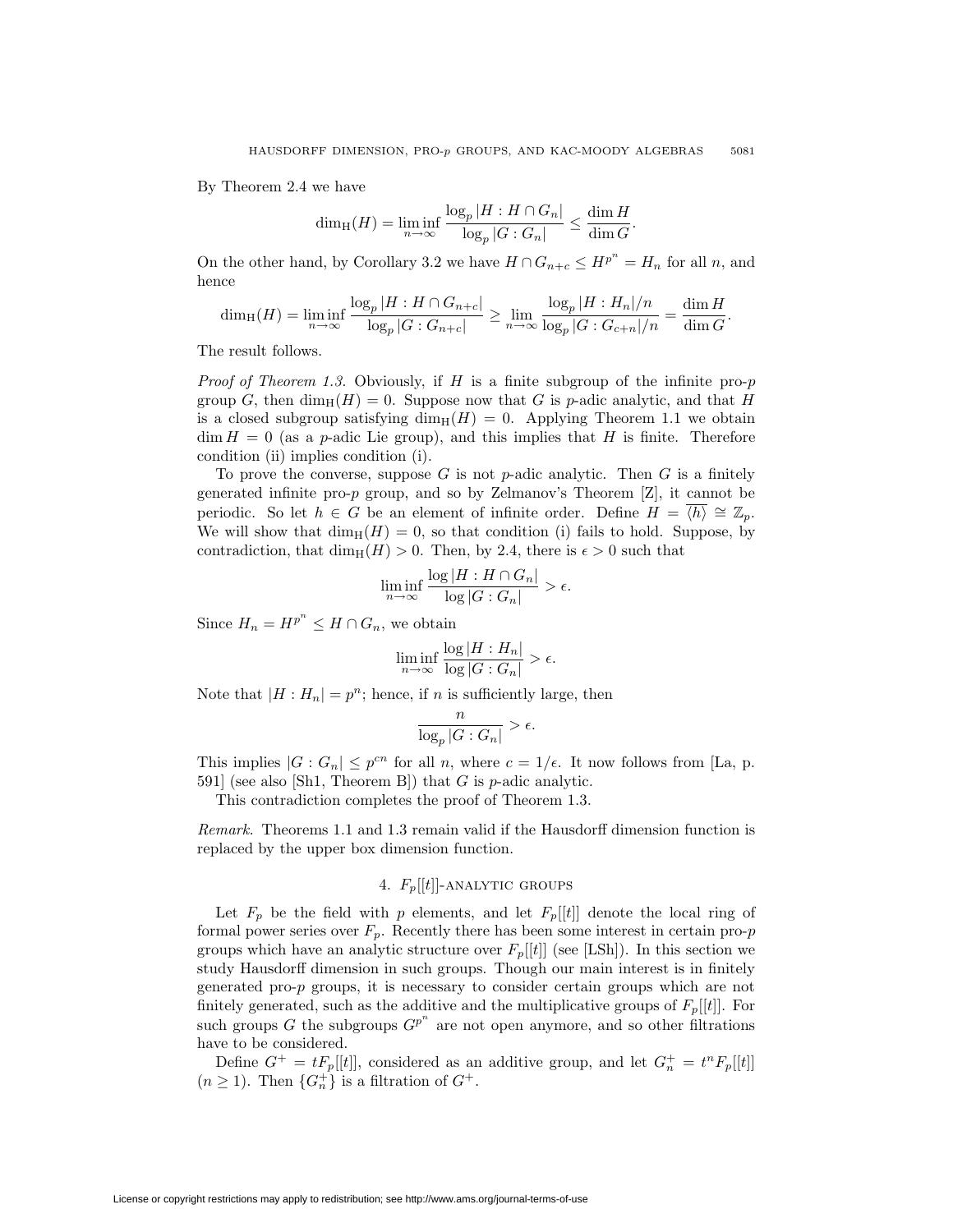By Theorem 2.4 we have

$$\dim_{\mathrm{H}}(H) = \liminf_{n\to\infty} \frac{\log_p |H : H \cap G_n|}{\log_p |G : G_n|} \leq \frac{\dim H}{\dim G}.$$

On the other hand, by Corollary 3.2 we have $H \cap G_{n+c} \leq H^{p^n} = H_n$ for all $n$, and hence

$$\dim_{\mathrm{H}}(H) = \liminf_{n\to\infty} \frac{\log_p |H : H \cap G_{n+c}|}{\log_p |G : G_{n+c}|} \geq \lim_{n\to\infty} \frac{\log_p |H : H_n|/n}{\log_p |G : G_{c+n}|/n} = \frac{\dim H}{\dim G}.$$

The result follows.

*Proof of Theorem 1.3.* Obviously, if $H$ is a finite subgroup of the infinite pro-$p$ group $G$, then $\dim_{\mathrm{H}}(H) = 0$. Suppose now that $G$ is $p$-adic analytic, and that $H$ is a closed subgroup satisfying $\dim_{\mathrm{H}}(H) = 0$. Applying Theorem 1.1 we obtain $\dim H = 0$ (as a $p$-adic Lie group), and this implies that $H$ is finite. Therefore condition (ii) implies condition (i).

To prove the converse, suppose $G$ is not $p$-adic analytic. Then $G$ is a finitely generated infinite pro-$p$ group, and so by Zelmanov's Theorem [Z], it cannot be periodic. So let $h \in G$ be an element of infinite order. Define $H = \overline{\langle h \rangle} \cong \mathbb{Z}_p$. We will show that $\dim_{\mathrm{H}}(H) = 0$, so that condition (i) fails to hold. Suppose, by contradiction, that $\dim_{\mathrm{H}}(H) > 0$. Then, by 2.4, there is $\epsilon > 0$ such that

$$\liminf_{n\to\infty} \frac{\log |H : H \cap G_n|}{\log |G : G_n|} > \epsilon.$$

Since $H_n = H^{p^n} \leq H \cap G_n$, we obtain

$$\liminf_{n\to\infty} \frac{\log |H : H_n|}{\log |G : G_n|} > \epsilon.$$

Note that $|H : H_n| = p^n$; hence, if $n$ is sufficiently large, then

$$\frac{n}{\log_p |G : G_n|} > \epsilon.$$

This implies $|G : G_n| \leq p^{cn}$ for all $n$, where $c = 1/\epsilon$. It now follows from [La, p. 591] (see also [Sh1, Theorem B]) that $G$ is $p$-adic analytic.

This contradiction completes the proof of Theorem 1.3.

*Remark.* Theorems 1.1 and 1.3 remain valid if the Hausdorff dimension function is replaced by the upper box dimension function.

## 4. $F_p[[t]]$-analytic groups

Let $F_p$ be the field with $p$ elements, and let $F_p[[t]]$ denote the local ring of formal power series over $F_p$. Recently there has been some interest in certain pro-$p$ groups which have an analytic structure over $F_p[[t]]$ (see [LSh]). In this section we study Hausdorff dimension in such groups. Though our main interest is in finitely generated pro-$p$ groups, it is necessary to consider certain groups which are not finitely generated, such as the additive and the multiplicative groups of $F_p[[t]]$. For such groups $G$ the subgroups $G^{p^n}$ are not open anymore, and so other filtrations have to be considered.

Define $G^+ = tF_p[[t]]$, considered as an additive group, and let $G_n^+ = t^n F_p[[t]]$ ($n \geq 1$). Then $\{G_n^+\}$ is a filtration of $G^+$.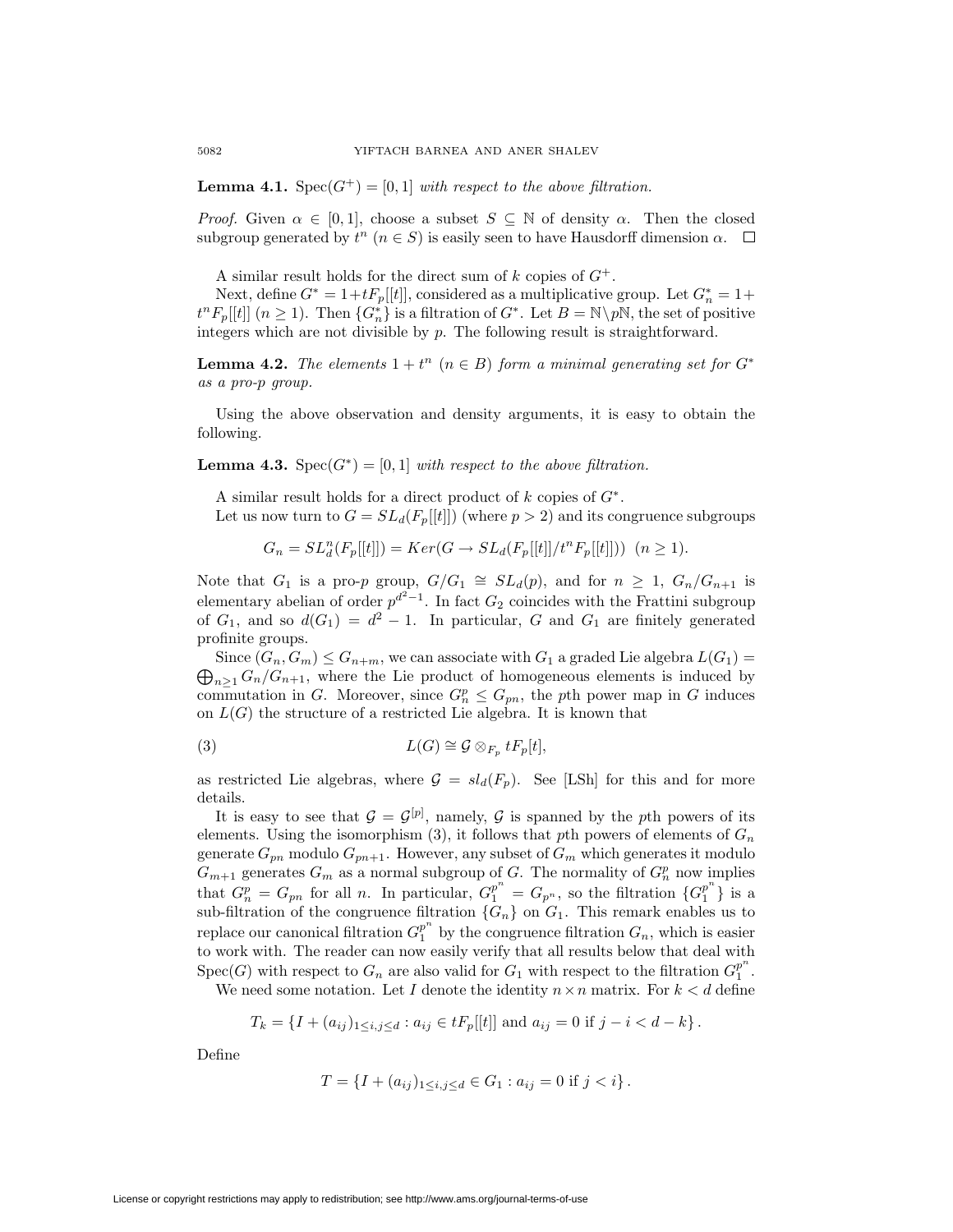**Lemma 4.1.** $\mathrm{Spec}(G^+) = [0, 1]$ *with respect to the above filtration.*

*Proof.* Given $\alpha \in [0, 1]$, choose a subset $S \subseteq \mathbb{N}$ of density $\alpha$. Then the closed subgroup generated by $t^n$ ($n \in S$) is easily seen to have Hausdorff dimension $\alpha$. $\square$

A similar result holds for the direct sum of $k$ copies of $G^+$.

Next, define $G^* = 1 + tF_p[[t]]$, considered as a multiplicative group. Let $G_n^* = 1 + t^n F_p[[t]]$ ($n \geq 1$). Then $\{G_n^*\}$ is a filtration of $G^*$. Let $B = \mathbb{N} \setminus p\mathbb{N}$, the set of positive integers which are not divisible by $p$. The following result is straightforward.

**Lemma 4.2.** *The elements* $1 + t^n$ ($n \in B$) *form a minimal generating set for* $G^*$ *as a pro-*$p$ *group.*

Using the above observation and density arguments, it is easy to obtain the following.

**Lemma 4.3.** $\mathrm{Spec}(G^*) = [0, 1]$ *with respect to the above filtration.*

A similar result holds for a direct product of $k$ copies of $G^*$.

Let us now turn to $G = SL_d(F_p[[t]])$ (where $p > 2$) and its congruence subgroups

$$G_n = SL_d^n(F_p[[t]]) = Ker(G \to SL_d(F_p[[t]]/t^n F_p[[t]])) \ \ (n \geq 1).$$

Note that $G_1$ is a pro-$p$ group, $G/G_1 \cong SL_d(p)$, and for $n \geq 1$, $G_n/G_{n+1}$ is elementary abelian of order $p^{d^2-1}$. In fact $G_2$ coincides with the Frattini subgroup of $G_1$, and so $d(G_1) = d^2 - 1$. In particular, $G$ and $G_1$ are finitely generated profinite groups.

Since $(G_n, G_m) \leq G_{n+m}$, we can associate with $G_1$ a graded Lie algebra $L(G_1) = \bigoplus_{n \geq 1} G_n/G_{n+1}$, where the Lie product of homogeneous elements is induced by commutation in $G$. Moreover, since $G_n^p \leq G_{pn}$, the $p$th power map in $G$ induces on $L(G)$ the structure of a restricted Lie algebra. It is known that

$$L(G) \cong \mathcal{G} \otimes_{F_p} tF_p[t], \tag{3}$$

as restricted Lie algebras, where $\mathcal{G} = sl_d(F_p)$. See [LSh] for this and for more details.

It is easy to see that $\mathcal{G} = \mathcal{G}^{[p]}$, namely, $\mathcal{G}$ is spanned by the $p$th powers of its elements. Using the isomorphism (3), it follows that $p$th powers of elements of $G_n$ generate $G_{pn}$ modulo $G_{pn+1}$. However, any subset of $G_m$ which generates it modulo $G_{m+1}$ generates $G_m$ as a normal subgroup of $G$. The normality of $G_n^p$ now implies that $G_n^p = G_{pn}$ for all $n$. In particular, $G_1^{p^n} = G_{p^n}$, so the filtration $\{G_1^{p^n}\}$ is a sub-filtration of the congruence filtration $\{G_n\}$ on $G_1$. This remark enables us to replace our canonical filtration $G_1^{p^n}$ by the congruence filtration $G_n$, which is easier to work with. The reader can now easily verify that all results below that deal with $\mathrm{Spec}(G)$ with respect to $G_n$ are also valid for $G_1$ with respect to the filtration $G_1^{p^n}$.

We need some notation. Let $I$ denote the identity $n \times n$ matrix. For $k < d$ define

$$T_k = \{I + (a_{ij})_{1 \leq i,j \leq d} : a_{ij} \in tF_p[[t]] \text{ and } a_{ij} = 0 \text{ if } j - i < d - k\}.$$

Define

$$T = \{I + (a_{ij})_{1 \leq i,j \leq d} \in G_1 : a_{ij} = 0 \text{ if } j < i\}.$$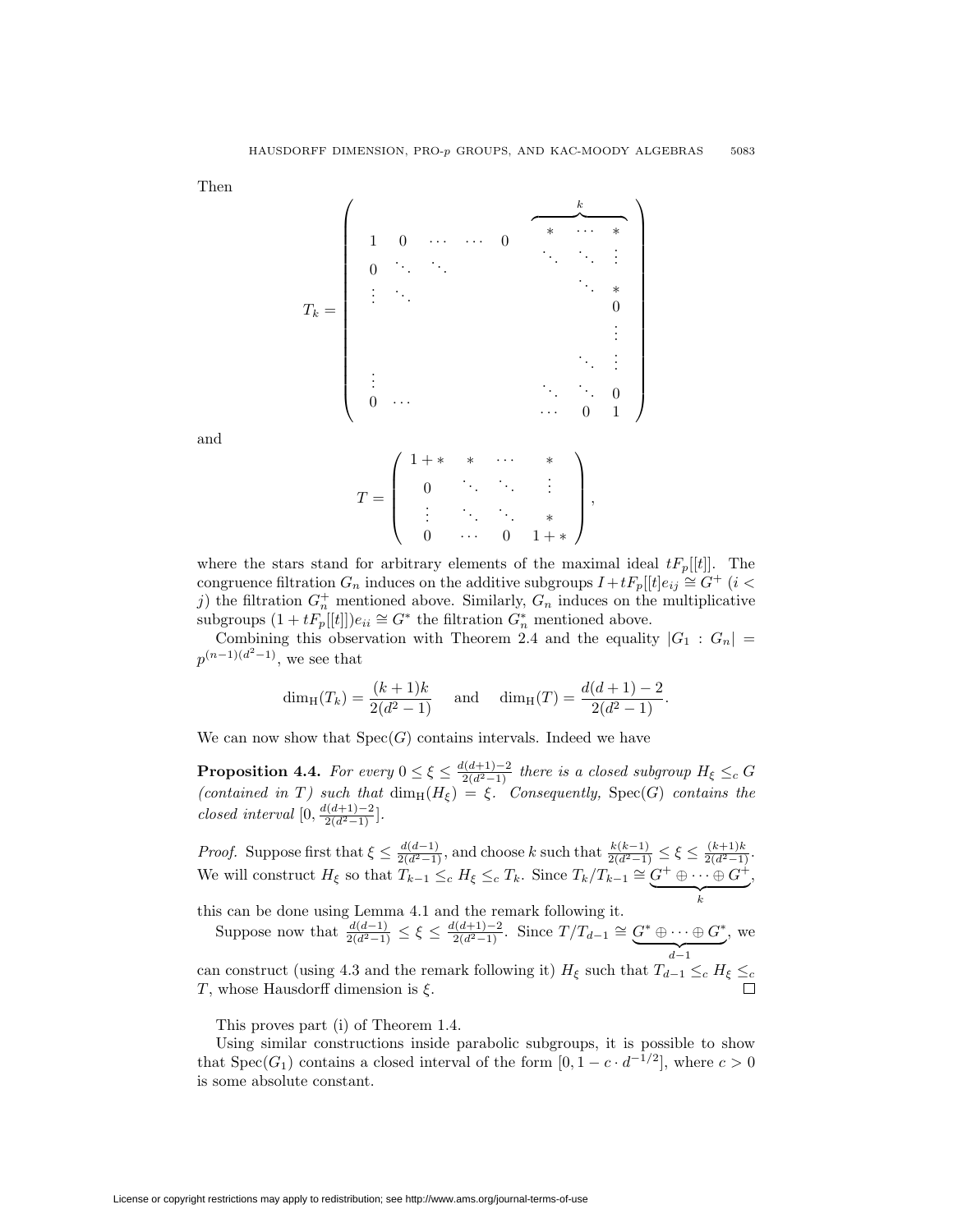Then

$$
T_k = \left( \begin{array}{cccccccc}
 & & & & & \overbrace{\begin{array}{ccc} * & \cdots & * \end{array}}^{k} & & \\
1 & 0 & \cdots & \cdots & 0 & \ddots & \ddots & \vdots \\
0 & \ddots & \ddots & & & & \ddots & * \\
\vdots & \ddots & & & & & & 0 \\
 & & & & & & & \vdots \\
 & & & & & & \ddots & \vdots \\
\vdots & & & & & \ddots & \ddots & 0 \\
0 & \cdots & & & & \cdots & 0 & 1
\end{array} \right)
$$

and

$$
T = \begin{pmatrix} 1+* & * & \cdots & * \\ 0 & \ddots & \ddots & \vdots \\ \vdots & \ddots & \ddots & * \\ 0 & \cdots & 0 & 1+* \end{pmatrix},
$$

where the stars stand for arbitrary elements of the maximal ideal $tF_p[[t]]$. The congruence filtration $G_n$ induces on the additive subgroups $I + tF_p[[t]e_{ij} \cong G^+$ ($i < j$) the filtration $G_n^+$ mentioned above. Similarly, $G_n$ induces on the multiplicative subgroups $(1 + tF_p[[t]])e_{ii} \cong G^*$ the filtration $G_n^*$ mentioned above.

Combining this observation with Theorem 2.4 and the equality $|G_1 : G_n| = p^{(n-1)(d^2-1)}$, we see that

$$
\dim_{\mathrm{H}}(T_k) = \frac{(k+1)k}{2(d^2-1)} \quad \text{and} \quad \dim_{\mathrm{H}}(T) = \frac{d(d+1)-2}{2(d^2-1)}.
$$

We can now show that $\mathrm{Spec}(G)$ contains intervals. Indeed we have

**Proposition 4.4.** *For every $0 \leq \xi \leq \frac{d(d+1)-2}{2(d^2-1)}$ there is a closed subgroup $H_\xi \leq_c G$ (contained in $T$) such that $\dim_{\mathrm{H}}(H_\xi) = \xi$. Consequently, $\mathrm{Spec}(G)$ contains the closed interval $[0, \frac{d(d+1)-2}{2(d^2-1)}]$.*

*Proof.* Suppose first that $\xi \leq \frac{d(d-1)}{2(d^2-1)}$, and choose $k$ such that $\frac{k(k-1)}{2(d^2-1)} \leq \xi \leq \frac{(k+1)k}{2(d^2-1)}$. We will construct $H_\xi$ so that $T_{k-1} \leq_c H_\xi \leq_c T_k$. Since $T_k/T_{k-1} \cong \underbrace{G^+ \oplus \cdots \oplus G^+}_{k}$, this can be done using Lemma 4.1 and the remark following it.

Suppose now that $\frac{d(d-1)}{2(d^2-1)} \leq \xi \leq \frac{d(d+1)-2}{2(d^2-1)}$. Since $T/T_{d-1} \cong \underbrace{G^* \oplus \cdots \oplus G^*}_{d-1}$, we can construct (using 4.3 and the remark following it) $H_\xi$ such that $T_{d-1} \leq_c H_\xi \leq_c T$, whose Hausdorff dimension is $\xi$. $\square$

This proves part (i) of Theorem 1.4.

Using similar constructions inside parabolic subgroups, it is possible to show that $\mathrm{Spec}(G_1)$ contains a closed interval of the form $[0, 1 - c \cdot d^{-1/2}]$, where $c > 0$ is some absolute constant.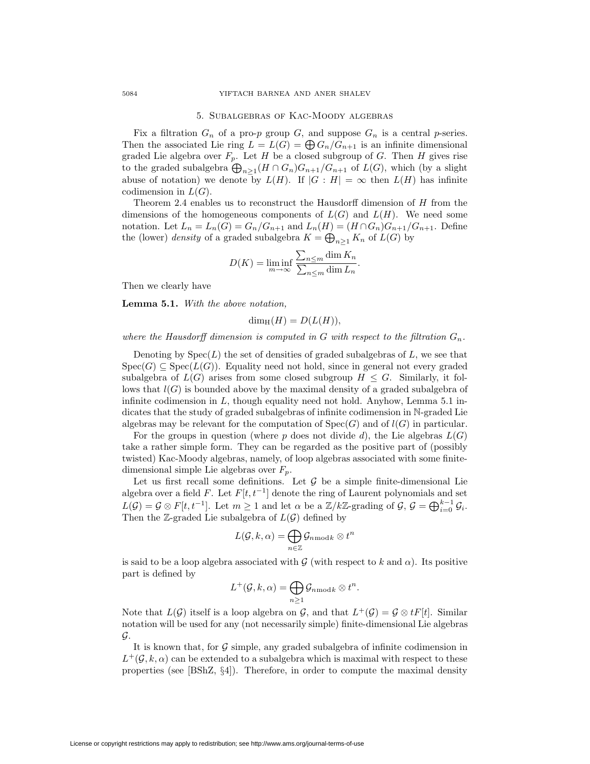## 5. Subalgebras of Kac-Moody algebras

Fix a filtration $G_n$ of a pro-$p$ group $G$, and suppose $G_n$ is a central $p$-series. Then the associated Lie ring $L = L(G) = \bigoplus G_n/G_{n+1}$ is an infinite dimensional graded Lie algebra over $F_p$. Let $H$ be a closed subgroup of $G$. Then $H$ gives rise to the graded subalgebra $\bigoplus_{n\geq 1}(H \cap G_n)G_{n+1}/G_{n+1}$ of $L(G)$, which (by a slight abuse of notation) we denote by $L(H)$. If $|G : H| = \infty$ then $L(H)$ has infinite codimension in $L(G)$.

Theorem 2.4 enables us to reconstruct the Hausdorff dimension of $H$ from the dimensions of the homogeneous components of $L(G)$ and $L(H)$. We need some notation. Let $L_n = L_n(G) = G_n/G_{n+1}$ and $L_n(H) = (H \cap G_n)G_{n+1}/G_{n+1}$. Define the (lower) *density* of a graded subalgebra $K = \bigoplus_{n\geq 1} K_n$ of $L(G)$ by

$$D(K) = \liminf_{m\to\infty} \frac{\sum_{n\leq m} \dim K_n}{\sum_{n\leq m} \dim L_n}.$$

Then we clearly have

**Lemma 5.1.** *With the above notation,*

$$\dim_{\mathrm{H}}(H) = D(L(H)),$$

*where the Hausdorff dimension is computed in $G$ with respect to the filtration $G_n$.*

Denoting by $\mathrm{Spec}(L)$ the set of densities of graded subalgebras of $L$, we see that $\mathrm{Spec}(G) \subseteq \mathrm{Spec}(L(G))$. Equality need not hold, since in general not every graded subalgebra of $L(G)$ arises from some closed subgroup $H \leq G$. Similarly, it follows that $l(G)$ is bounded above by the maximal density of a graded subalgebra of infinite codimension in $L$, though equality need not hold. Anyhow, Lemma 5.1 indicates that the study of graded subalgebras of infinite codimension in $\mathbb{N}$-graded Lie algebras may be relevant for the computation of $\mathrm{Spec}(G)$ and of $l(G)$ in particular.

For the groups in question (where $p$ does not divide $d$), the Lie algebras $L(G)$ take a rather simple form. They can be regarded as the positive part of (possibly twisted) Kac-Moody algebras, namely, of loop algebras associated with some finite-dimensional simple Lie algebras over $F_p$.

Let us first recall some definitions. Let $\mathcal{G}$ be a simple finite-dimensional Lie algebra over a field $F$. Let $F[t, t^{-1}]$ denote the ring of Laurent polynomials and set $L(\mathcal{G}) = \mathcal{G} \otimes F[t, t^{-1}]$. Let $m \geq 1$ and let $\alpha$ be a $\mathbb{Z}/k\mathbb{Z}$-grading of $\mathcal{G}$, $\mathcal{G} = \bigoplus_{i=0}^{k-1} \mathcal{G}_i$. Then the $\mathbb{Z}$-graded Lie subalgebra of $L(\mathcal{G})$ defined by

$$L(\mathcal{G}, k, \alpha) = \bigoplus_{n\in\mathbb{Z}} \mathcal{G}_{n \bmod k} \otimes t^n$$

is said to be a loop algebra associated with $\mathcal{G}$ (with respect to $k$ and $\alpha$). Its positive part is defined by

$$L^+(\mathcal{G}, k, \alpha) = \bigoplus_{n\geq 1} \mathcal{G}_{n \bmod k} \otimes t^n.$$

Note that $L(\mathcal{G})$ itself is a loop algebra on $\mathcal{G}$, and that $L^+(\mathcal{G}) = \mathcal{G} \otimes tF[t]$. Similar notation will be used for any (not necessarily simple) finite-dimensional Lie algebras $\mathcal{G}$.

It is known that, for $\mathcal{G}$ simple, any graded subalgebra of infinite codimension in $L^+(\mathcal{G}, k, \alpha)$ can be extended to a subalgebra which is maximal with respect to these properties (see [BShZ, §4]). Therefore, in order to compute the maximal density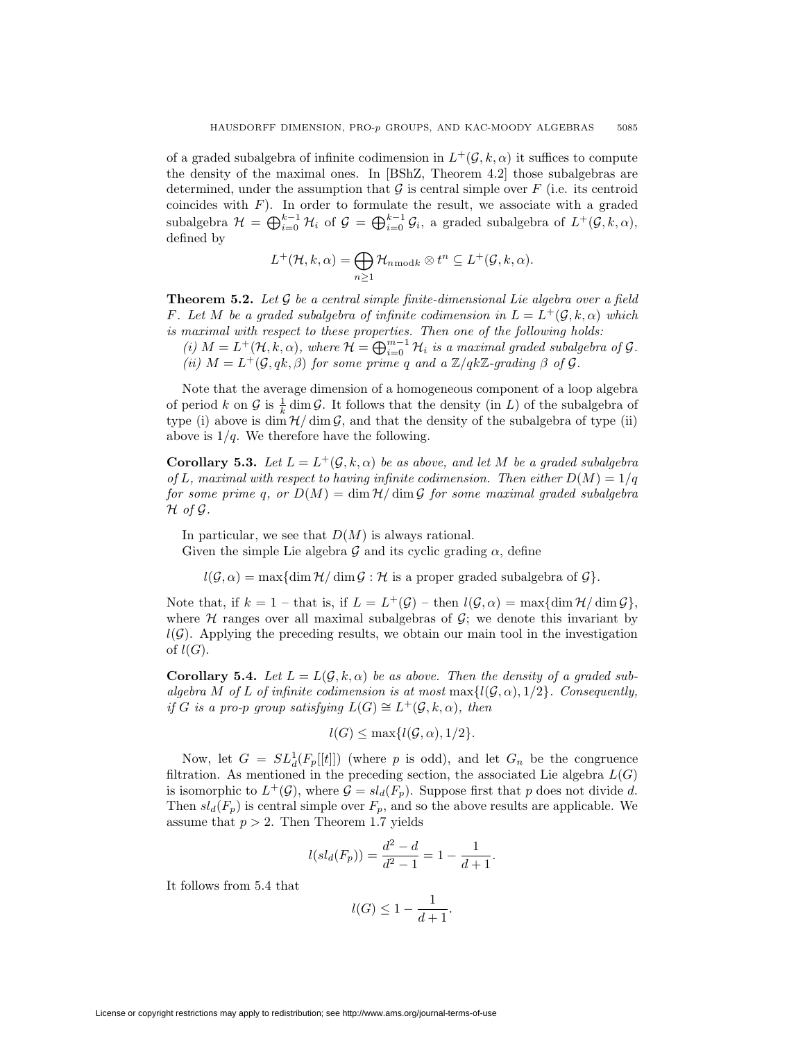of a graded subalgebra of infinite codimension in $L^+(\mathcal{G}, k, \alpha)$ it suffices to compute the density of the maximal ones. In [BShZ, Theorem 4.2] those subalgebras are determined, under the assumption that $\mathcal{G}$ is central simple over $F$ (i.e. its centroid coincides with $F$). In order to formulate the result, we associate with a graded subalgebra $\mathcal{H} = \bigoplus_{i=0}^{k-1} \mathcal{H}_i$ of $\mathcal{G} = \bigoplus_{i=0}^{k-1} \mathcal{G}_i$, a graded subalgebra of $L^+(\mathcal{G}, k, \alpha)$, defined by

$$L^+(\mathcal{H}, k, \alpha) = \bigoplus_{n \geq 1} \mathcal{H}_{n \bmod k} \otimes t^n \subseteq L^+(\mathcal{G}, k, \alpha).$$

**Theorem 5.2.** *Let $\mathcal{G}$ be a central simple finite-dimensional Lie algebra over a field $F$. Let $M$ be a graded subalgebra of infinite codimension in $L = L^+(\mathcal{G}, k, \alpha)$ which is maximal with respect to these properties. Then one of the following holds:*

*(i) $M = L^+(\mathcal{H}, k, \alpha)$, where $\mathcal{H} = \bigoplus_{i=0}^{m-1} \mathcal{H}_i$ is a maximal graded subalgebra of $\mathcal{G}$.*
*(ii) $M = L^+(\mathcal{G}, qk, \beta)$ for some prime $q$ and a $\mathbb{Z}/qk\mathbb{Z}$-grading $\beta$ of $\mathcal{G}$.*

Note that the average dimension of a homogeneous component of a loop algebra of period $k$ on $\mathcal{G}$ is $\frac{1}{k} \dim \mathcal{G}$. It follows that the density (in $L$) of the subalgebra of type (i) above is $\dim \mathcal{H} / \dim \mathcal{G}$, and that the density of the subalgebra of type (ii) above is $1/q$. We therefore have the following.

**Corollary 5.3.** *Let $L = L^+(\mathcal{G}, k, \alpha)$ be as above, and let $M$ be a graded subalgebra of $L$, maximal with respect to having infinite codimension. Then either $D(M) = 1/q$ for some prime $q$, or $D(M) = \dim \mathcal{H} / \dim \mathcal{G}$ for some maximal graded subalgebra $\mathcal{H}$ of $\mathcal{G}$.*

In particular, we see that $D(M)$ is always rational.

Given the simple Lie algebra $\mathcal{G}$ and its cyclic grading $\alpha$, define

$$l(\mathcal{G}, \alpha) = \max\{\dim \mathcal{H} / \dim \mathcal{G} : \mathcal{H} \text{ is a proper graded subalgebra of } \mathcal{G}\}.$$

Note that, if $k = 1$ – that is, if $L = L^+(\mathcal{G})$ – then $l(\mathcal{G}, \alpha) = \max\{\dim \mathcal{H} / \dim \mathcal{G}\}$, where $\mathcal{H}$ ranges over all maximal subalgebras of $\mathcal{G}$; we denote this invariant by $l(\mathcal{G})$. Applying the preceding results, we obtain our main tool in the investigation of $l(G)$.

**Corollary 5.4.** *Let $L = L(\mathcal{G}, k, \alpha)$ be as above. Then the density of a graded subalgebra $M$ of $L$ of infinite codimension is at most $\max\{l(\mathcal{G}, \alpha), 1/2\}$. Consequently, if $G$ is a pro-p group satisfying $L(G) \cong L^+(\mathcal{G}, k, \alpha)$, then*

$$l(G) \leq \max\{l(\mathcal{G}, \alpha), 1/2\}.$$

Now, let $G = SL_d^1(F_p[[t]])$ (where $p$ is odd), and let $G_n$ be the congruence filtration. As mentioned in the preceding section, the associated Lie algebra $L(G)$ is isomorphic to $L^+(\mathcal{G})$, where $\mathcal{G} = sl_d(F_p)$. Suppose first that $p$ does not divide $d$. Then $sl_d(F_p)$ is central simple over $F_p$, and so the above results are applicable. We assume that $p > 2$. Then Theorem 1.7 yields

$$l(sl_d(F_p)) = \frac{d^2 - d}{d^2 - 1} = 1 - \frac{1}{d+1}.$$

It follows from 5.4 that

$$l(G) \leq 1 - \frac{1}{d+1}.$$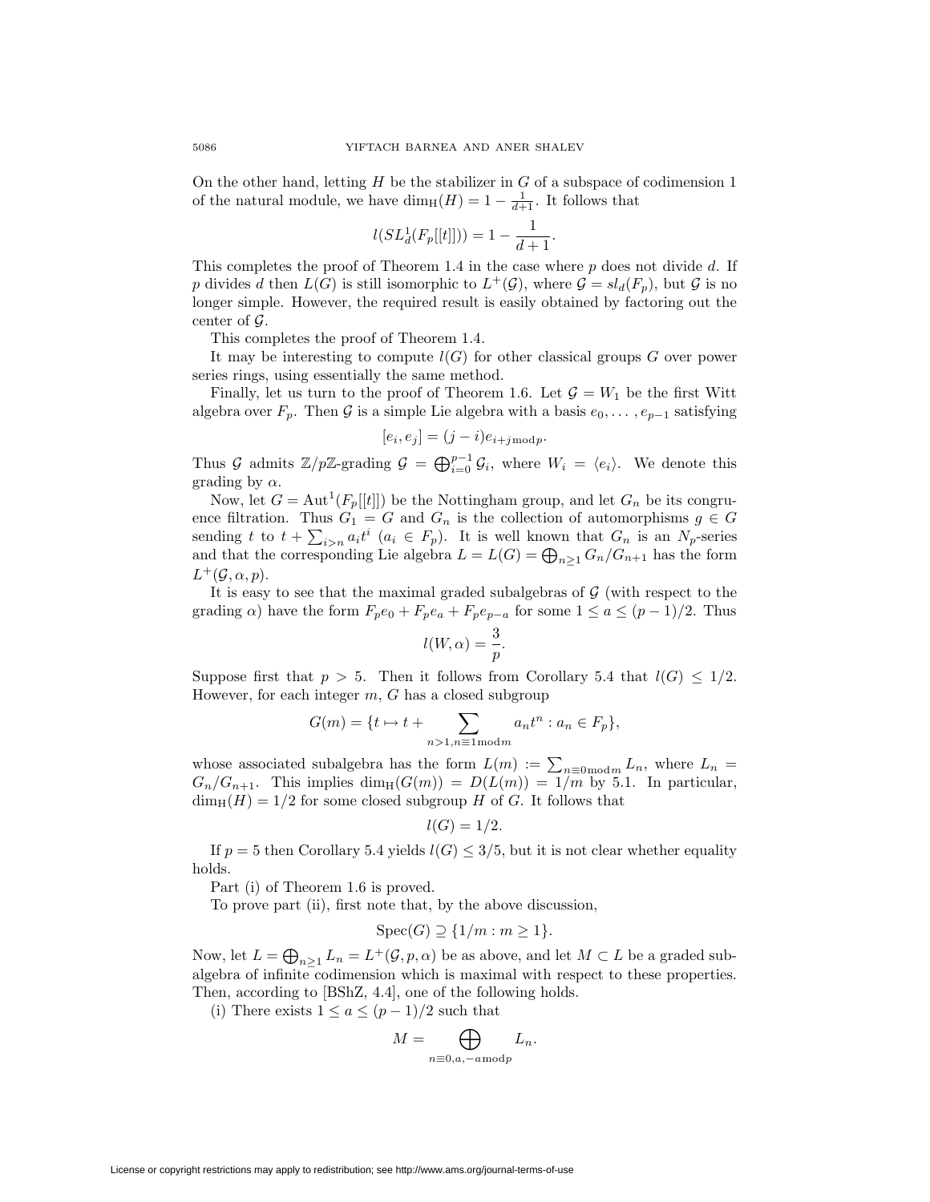On the other hand, letting $H$ be the stabilizer in $G$ of a subspace of codimension 1 of the natural module, we have $\dim_{\mathrm{H}}(H) = 1 - \frac{1}{d+1}$. It follows that

$$l(SL_d^1(F_p[[t]])) = 1 - \frac{1}{d+1}.$$

This completes the proof of Theorem 1.4 in the case where $p$ does not divide $d$. If $p$ divides $d$ then $L(G)$ is still isomorphic to $L^+(\mathcal{G})$, where $\mathcal{G} = sl_d(F_p)$, but $\mathcal{G}$ is no longer simple. However, the required result is easily obtained by factoring out the center of $\mathcal{G}$.

This completes the proof of Theorem 1.4.

It may be interesting to compute $l(G)$ for other classical groups $G$ over power series rings, using essentially the same method.

Finally, let us turn to the proof of Theorem 1.6. Let $\mathcal{G} = W_1$ be the first Witt algebra over $F_p$. Then $\mathcal{G}$ is a simple Lie algebra with a basis $e_0, \dots, e_{p-1}$ satisfying

$$[e_i, e_j] = (j-i)e_{i+j \bmod p}.$$

Thus $\mathcal{G}$ admits $\mathbb{Z}/p\mathbb{Z}$-grading $\mathcal{G} = \bigoplus_{i=0}^{p-1} \mathcal{G}_i$, where $W_i = \langle e_i \rangle$. We denote this grading by $\alpha$.

Now, let $G = \mathrm{Aut}^1(F_p[[t]])$ be the Nottingham group, and let $G_n$ be its congruence filtration. Thus $G_1 = G$ and $G_n$ is the collection of automorphisms $g \in G$ sending $t$ to $t + \sum_{i>n} a_i t^i$ ($a_i \in F_p$). It is well known that $G_n$ is an $N_p$-series and that the corresponding Lie algebra $L = L(G) = \bigoplus_{n \geq 1} G_n/G_{n+1}$ has the form $L^+(\mathcal{G}, \alpha, p)$.

It is easy to see that the maximal graded subalgebras of $\mathcal{G}$ (with respect to the grading $\alpha$) have the form $F_p e_0 + F_p e_a + F_p e_{p-a}$ for some $1 \leq a \leq (p-1)/2$. Thus

$$l(W, \alpha) = \frac{3}{p}.$$

Suppose first that $p > 5$. Then it follows from Corollary 5.4 that $l(G) \leq 1/2$. However, for each integer $m$, $G$ has a closed subgroup

$$G(m) = \{t \mapsto t + \sum_{n>1, n \equiv 1 \bmod m} a_n t^n : a_n \in F_p\},$$

whose associated subalgebra has the form $L(m) := \sum_{n \equiv 0 \bmod m} L_n$, where $L_n = G_n/G_{n+1}$. This implies $\dim_{\mathrm{H}}(G(m)) = D(L(m)) = 1/m$ by 5.1. In particular, $\dim_{\mathrm{H}}(H) = 1/2$ for some closed subgroup $H$ of $G$. It follows that

$$l(G) = 1/2.$$

If $p = 5$ then Corollary 5.4 yields $l(G) \leq 3/5$, but it is not clear whether equality holds.

Part (i) of Theorem 1.6 is proved.

To prove part (ii), first note that, by the above discussion,

$$\mathrm{Spec}(G) \supseteq \{1/m : m \geq 1\}.$$

Now, let $L = \bigoplus_{n \geq 1} L_n = L^+(\mathcal{G}, p, \alpha)$ be as above, and let $M \subset L$ be a graded subalgebra of infinite codimension which is maximal with respect to these properties. Then, according to [BShZ, 4.4], one of the following holds.

(i) There exists $1 \leq a \leq (p-1)/2$ such that

$$M = \bigoplus_{n \equiv 0, a, -a \bmod p} L_n.$$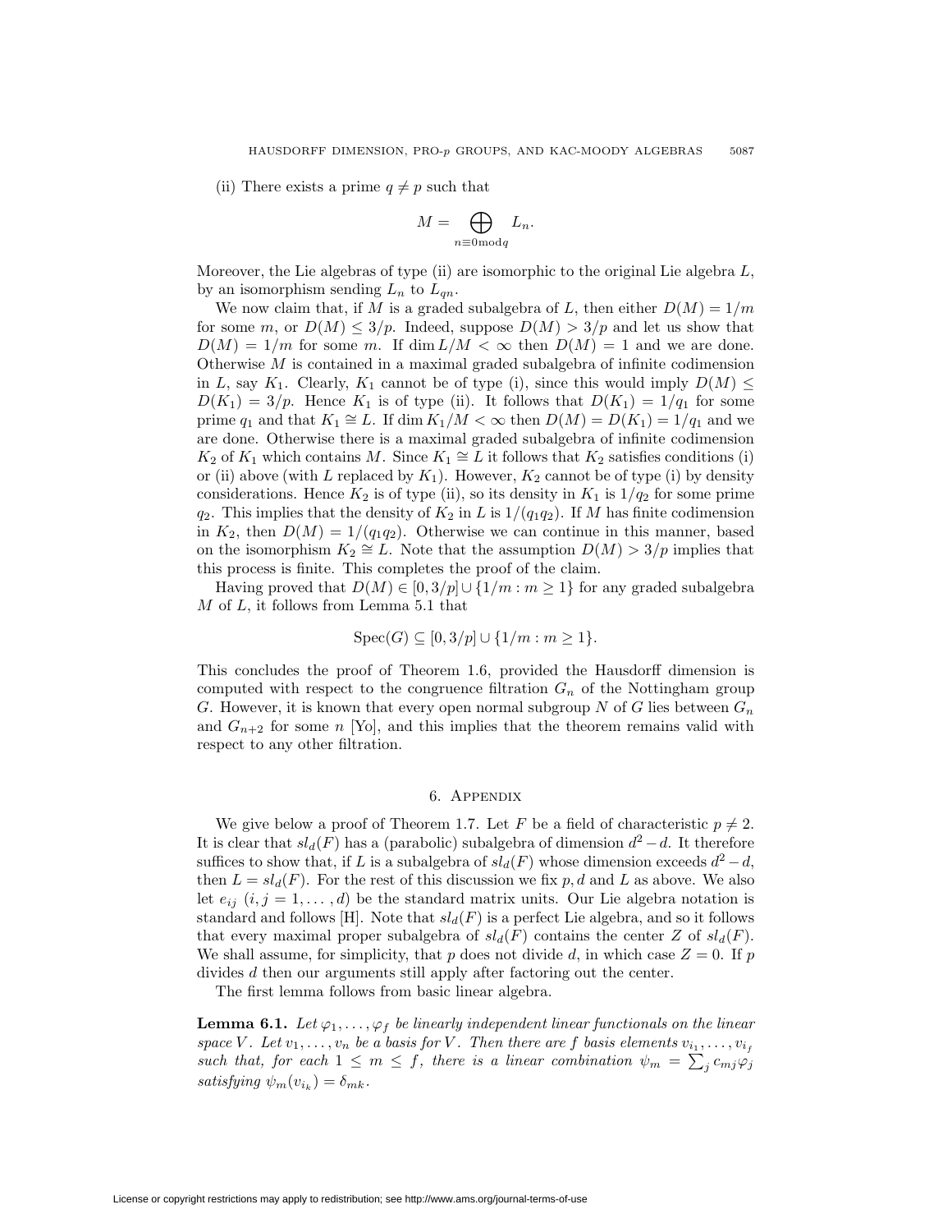(ii) There exists a prime $q \neq p$ such that

$$M = \bigoplus_{n \equiv 0 \bmod q} L_n.$$

Moreover, the Lie algebras of type (ii) are isomorphic to the original Lie algebra $L$, by an isomorphism sending $L_n$ to $L_{qn}$.

We now claim that, if $M$ is a graded subalgebra of $L$, then either $D(M) = 1/m$ for some $m$, or $D(M) \leq 3/p$. Indeed, suppose $D(M) > 3/p$ and let us show that $D(M) = 1/m$ for some $m$. If $\dim L/M < \infty$ then $D(M) = 1$ and we are done. Otherwise $M$ is contained in a maximal graded subalgebra of infinite codimension in $L$, say $K_1$. Clearly, $K_1$ cannot be of type (i), since this would imply $D(M) \leq D(K_1) = 3/p$. Hence $K_1$ is of type (ii). It follows that $D(K_1) = 1/q_1$ for some prime $q_1$ and that $K_1 \cong L$. If $\dim K_1/M < \infty$ then $D(M) = D(K_1) = 1/q_1$ and we are done. Otherwise there is a maximal graded subalgebra of infinite codimension $K_2$ of $K_1$ which contains $M$. Since $K_1 \cong L$ it follows that $K_2$ satisfies conditions (i) or (ii) above (with $L$ replaced by $K_1$). However, $K_2$ cannot be of type (i) by density considerations. Hence $K_2$ is of type (ii), so its density in $K_1$ is $1/q_2$ for some prime $q_2$. This implies that the density of $K_2$ in $L$ is $1/(q_1 q_2)$. If $M$ has finite codimension in $K_2$, then $D(M) = 1/(q_1 q_2)$. Otherwise we can continue in this manner, based on the isomorphism $K_2 \cong L$. Note that the assumption $D(M) > 3/p$ implies that this process is finite. This completes the proof of the claim.

Having proved that $D(M) \in [0, 3/p] \cup \{1/m : m \geq 1\}$ for any graded subalgebra $M$ of $L$, it follows from Lemma 5.1 that

$$\mathrm{Spec}(G) \subseteq [0, 3/p] \cup \{1/m : m \geq 1\}.$$

This concludes the proof of Theorem 1.6, provided the Hausdorff dimension is computed with respect to the congruence filtration $G_n$ of the Nottingham group $G$. However, it is known that every open normal subgroup $N$ of $G$ lies between $G_n$ and $G_{n+2}$ for some $n$ [Yo], and this implies that the theorem remains valid with respect to any other filtration.

## 6. Appendix

We give below a proof of Theorem 1.7. Let $F$ be a field of characteristic $p \neq 2$. It is clear that $sl_d(F)$ has a (parabolic) subalgebra of dimension $d^2 - d$. It therefore suffices to show that, if $L$ is a subalgebra of $sl_d(F)$ whose dimension exceeds $d^2 - d$, then $L = sl_d(F)$. For the rest of this discussion we fix $p, d$ and $L$ as above. We also let $e_{ij}$ $(i, j = 1, \ldots, d)$ be the standard matrix units. Our Lie algebra notation is standard and follows [H]. Note that $sl_d(F)$ is a perfect Lie algebra, and so it follows that every maximal proper subalgebra of $sl_d(F)$ contains the center $Z$ of $sl_d(F)$. We shall assume, for simplicity, that $p$ does not divide $d$, in which case $Z = 0$. If $p$ divides $d$ then our arguments still apply after factoring out the center.

The first lemma follows from basic linear algebra.

**Lemma 6.1.** *Let $\varphi_1, \ldots, \varphi_f$ be linearly independent linear functionals on the linear space $V$. Let $v_1, \ldots, v_n$ be a basis for $V$. Then there are $f$ basis elements $v_{i_1}, \ldots, v_{i_f}$ such that, for each $1 \leq m \leq f$, there is a linear combination $\psi_m = \sum_j c_{mj} \varphi_j$ satisfying $\psi_m(v_{i_k}) = \delta_{mk}$.*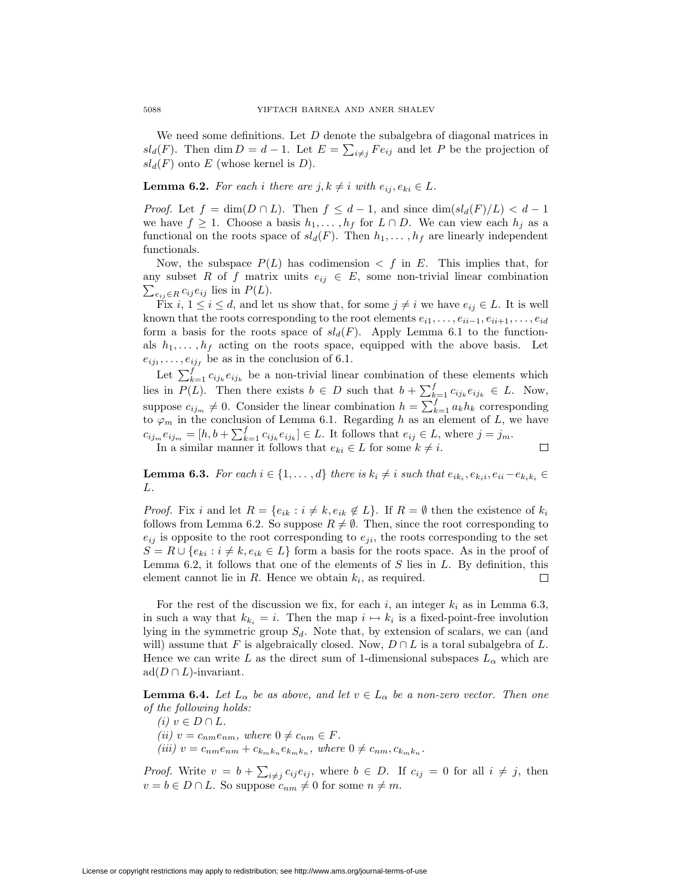We need some definitions. Let $D$ denote the subalgebra of diagonal matrices in $sl_d(F)$. Then $\dim D = d-1$. Let $E = \sum_{i \neq j} F e_{ij}$ and let $P$ be the projection of $sl_d(F)$ onto $E$ (whose kernel is $D$).

**Lemma 6.2.** *For each $i$ there are $j, k \neq i$ with $e_{ij}, e_{ki} \in L$.*

*Proof.* Let $f = \dim(D \cap L)$. Then $f \leq d-1$, and since $\dim(sl_d(F)/L) < d-1$ we have $f \geq 1$. Choose a basis $h_1, \ldots, h_f$ for $L \cap D$. We can view each $h_j$ as a functional on the roots space of $sl_d(F)$. Then $h_1, \ldots, h_f$ are linearly independent functionals.

Now, the subspace $P(L)$ has codimension $< f$ in $E$. This implies that, for any subset $R$ of $f$ matrix units $e_{ij} \in E$, some non-trivial linear combination $\sum_{e_{ij} \in R} c_{ij} e_{ij}$ lies in $P(L)$.

Fix $i$, $1 \leq i \leq d$, and let us show that, for some $j \neq i$ we have $e_{ij} \in L$. It is well known that the roots corresponding to the root elements $e_{i1}, \ldots, e_{ii-1}, e_{ii+1}, \ldots, e_{id}$ form a basis for the roots space of $sl_d(F)$. Apply Lemma 6.1 to the functionals $h_1, \ldots, h_f$ acting on the roots space, equipped with the above basis. Let $e_{ij_1}, \ldots, e_{ij_f}$ be as in the conclusion of 6.1.

Let $\sum_{k=1}^{f} c_{ij_k} e_{ij_k}$ be a non-trivial linear combination of these elements which lies in $P(L)$. Then there exists $b \in D$ such that $b + \sum_{k=1}^{f} c_{ij_k} e_{ij_k} \in L$. Now, suppose $c_{ij_m} \neq 0$. Consider the linear combination $h = \sum_{k=1}^{f} a_k h_k$ corresponding to $\varphi_m$ in the conclusion of Lemma 6.1. Regarding $h$ as an element of $L$, we have $c_{ij_m} e_{ij_m} = [h, b + \sum_{k=1}^{f} c_{ij_k} e_{ij_k}] \in L$. It follows that $e_{ij} \in L$, where $j = j_m$.

In a similar manner it follows that $e_{ki} \in L$ for some $k \neq i$. $\square$

**Lemma 6.3.** *For each $i \in \{1, \ldots, d\}$ there is $k_i \neq i$ such that $e_{ik_i}, e_{k_i i}, e_{ii} - e_{k_i k_i} \in L$.*

*Proof.* Fix $i$ and let $R = \{e_{ik} : i \neq k, e_{ik} \notin L\}$. If $R = \emptyset$ then the existence of $k_i$ follows from Lemma 6.2. So suppose $R \neq \emptyset$. Then, since the root corresponding to $e_{ij}$ is opposite to the root corresponding to $e_{ji}$, the roots corresponding to the set $S = R \cup \{e_{ki} : i \neq k, e_{ik} \in L\}$ form a basis for the roots space. As in the proof of Lemma 6.2, it follows that one of the elements of $S$ lies in $L$. By definition, this element cannot lie in $R$. Hence we obtain $k_i$, as required. $\square$

For the rest of the discussion we fix, for each $i$, an integer $k_i$ as in Lemma 6.3, in such a way that $k_{k_i} = i$. Then the map $i \mapsto k_i$ is a fixed-point-free involution lying in the symmetric group $S_d$. Note that, by extension of scalars, we can (and will) assume that $F$ is algebraically closed. Now, $D \cap L$ is a toral subalgebra of $L$. Hence we can write $L$ as the direct sum of 1-dimensional subspaces $L_\alpha$ which are $\mathrm{ad}(D \cap L)$-invariant.

**Lemma 6.4.** *Let $L_\alpha$ be as above, and let $v \in L_\alpha$ be a non-zero vector. Then one of the following holds:*

*(i) $v \in D \cap L$.*

*(ii) $v = c_{nm} e_{nm}$, where $0 \neq c_{nm} \in F$.*

*(iii) $v = c_{nm} e_{nm} + c_{k_m k_n} e_{k_m k_n}$, where $0 \neq c_{nm}, c_{k_m k_n}$.*

*Proof.* Write $v = b + \sum_{i \neq j} c_{ij} e_{ij}$, where $b \in D$. If $c_{ij} = 0$ for all $i \neq j$, then $v = b \in D \cap L$. So suppose $c_{nm} \neq 0$ for some $n \neq m$.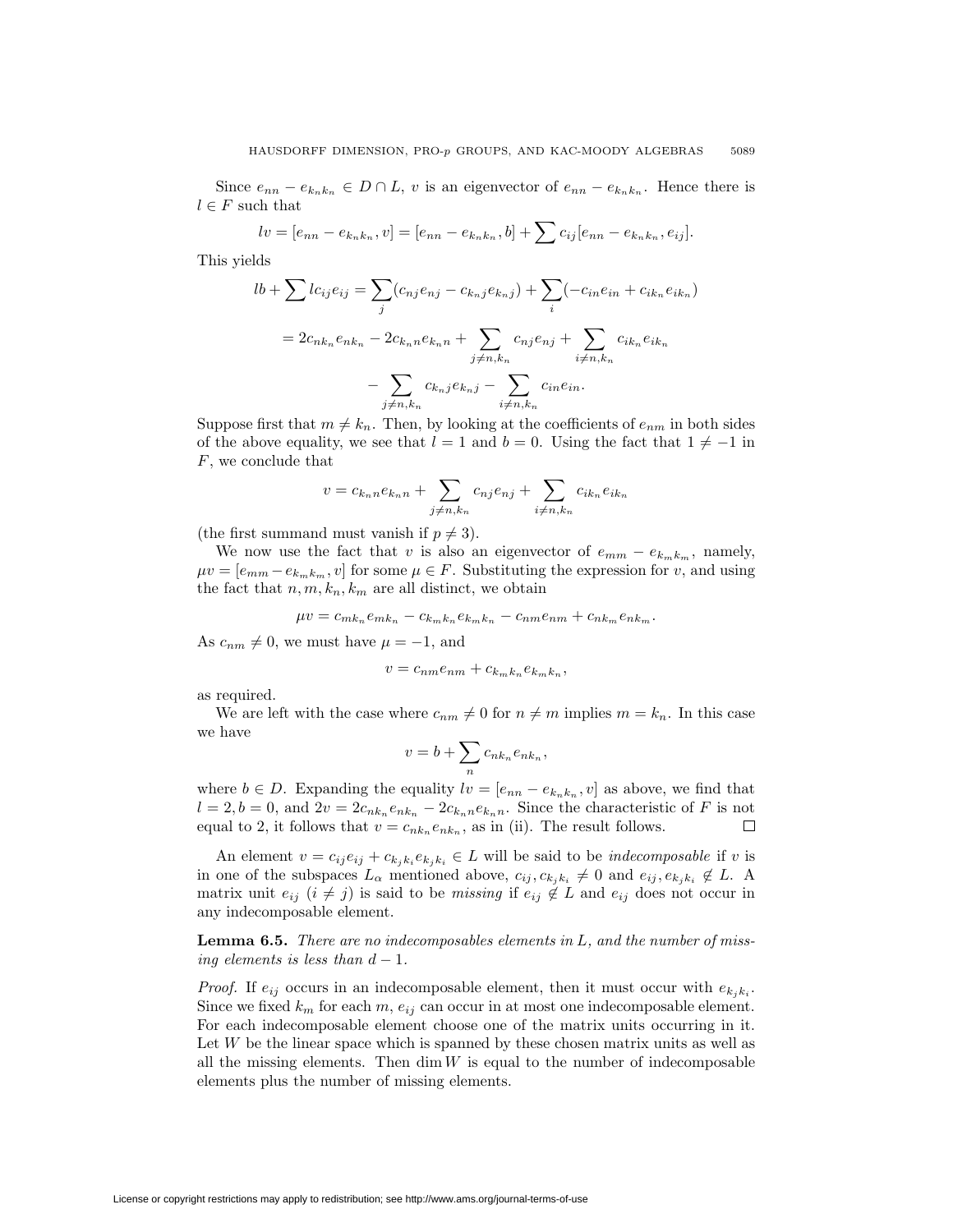Since $e_{nn} - e_{k_nk_n} \in D \cap L$, $v$ is an eigenvector of $e_{nn} - e_{k_nk_n}$. Hence there is $l \in F$ such that

$$lv = [e_{nn} - e_{k_nk_n}, v] = [e_{nn} - e_{k_nk_n}, b] + \sum c_{ij}[e_{nn} - e_{k_nk_n}, e_{ij}].$$

This yields

$$lb + \sum lc_{ij}e_{ij} = \sum_j (c_{nj}e_{nj} - c_{k_nj}e_{k_nj}) + \sum_i (-c_{in}e_{in} + c_{ik_n}e_{ik_n})$$

$$= 2c_{nk_n}e_{nk_n} - 2c_{k_nn}e_{k_nn} + \sum_{j \neq n,k_n} c_{nj}e_{nj} + \sum_{i \neq n,k_n} c_{ik_n}e_{ik_n}$$

$$- \sum_{j \neq n,k_n} c_{k_nj}e_{k_nj} - \sum_{i \neq n,k_n} c_{in}e_{in}.$$

Suppose first that $m \neq k_n$. Then, by looking at the coefficients of $e_{nm}$ in both sides of the above equality, we see that $l = 1$ and $b = 0$. Using the fact that $1 \neq -1$ in $F$, we conclude that

$$v = c_{k_nn}e_{k_nn} + \sum_{j \neq n,k_n} c_{nj}e_{nj} + \sum_{i \neq n,k_n} c_{ik_n}e_{ik_n}$$

(the first summand must vanish if $p \neq 3$).

We now use the fact that $v$ is also an eigenvector of $e_{mm} - e_{k_mk_m}$, namely, $\mu v = [e_{mm} - e_{k_mk_m}, v]$ for some $\mu \in F$. Substituting the expression for $v$, and using the fact that $n, m, k_n, k_m$ are all distinct, we obtain

$$\mu v = c_{mk_n}e_{mk_n} - c_{k_mk_n}e_{k_mk_n} - c_{nm}e_{nm} + c_{nk_m}e_{nk_m}.$$

As $c_{nm} \neq 0$, we must have $\mu = -1$, and

$$v = c_{nm}e_{nm} + c_{k_mk_n}e_{k_mk_n},$$

as required.

We are left with the case where $c_{nm} \neq 0$ for $n \neq m$ implies $m = k_n$. In this case we have

$$v = b + \sum_n c_{nk_n}e_{nk_n},$$

where $b \in D$. Expanding the equality $lv = [e_{nn} - e_{k_nk_n}, v]$ as above, we find that $l = 2, b = 0$, and $2v = 2c_{nk_n}e_{nk_n} - 2c_{k_nn}e_{k_nn}$. Since the characteristic of $F$ is not equal to 2, it follows that $v = c_{nk_n}e_{nk_n}$, as in (ii). The result follows. ∎

An element $v = c_{ij}e_{ij} + c_{k_jk_i}e_{k_jk_i} \in L$ will be said to be *indecomposable* if $v$ is in one of the subspaces $L_\alpha$ mentioned above, $c_{ij}, c_{k_jk_i} \neq 0$ and $e_{ij}, e_{k_jk_i} \notin L$. A matrix unit $e_{ij}$ $(i \neq j)$ is said to be *missing* if $e_{ij} \notin L$ and $e_{ij}$ does not occur in any indecomposable element.

**Lemma 6.5.** *There are no indecomposables elements in $L$, and the number of missing elements is less than $d - 1$.*

*Proof.* If $e_{ij}$ occurs in an indecomposable element, then it must occur with $e_{k_jk_i}$. Since we fixed $k_m$ for each $m$, $e_{ij}$ can occur in at most one indecomposable element. For each indecomposable element choose one of the matrix units occurring in it. Let $W$ be the linear space which is spanned by these chosen matrix units as well as all the missing elements. Then $\dim W$ is equal to the number of indecomposable elements plus the number of missing elements.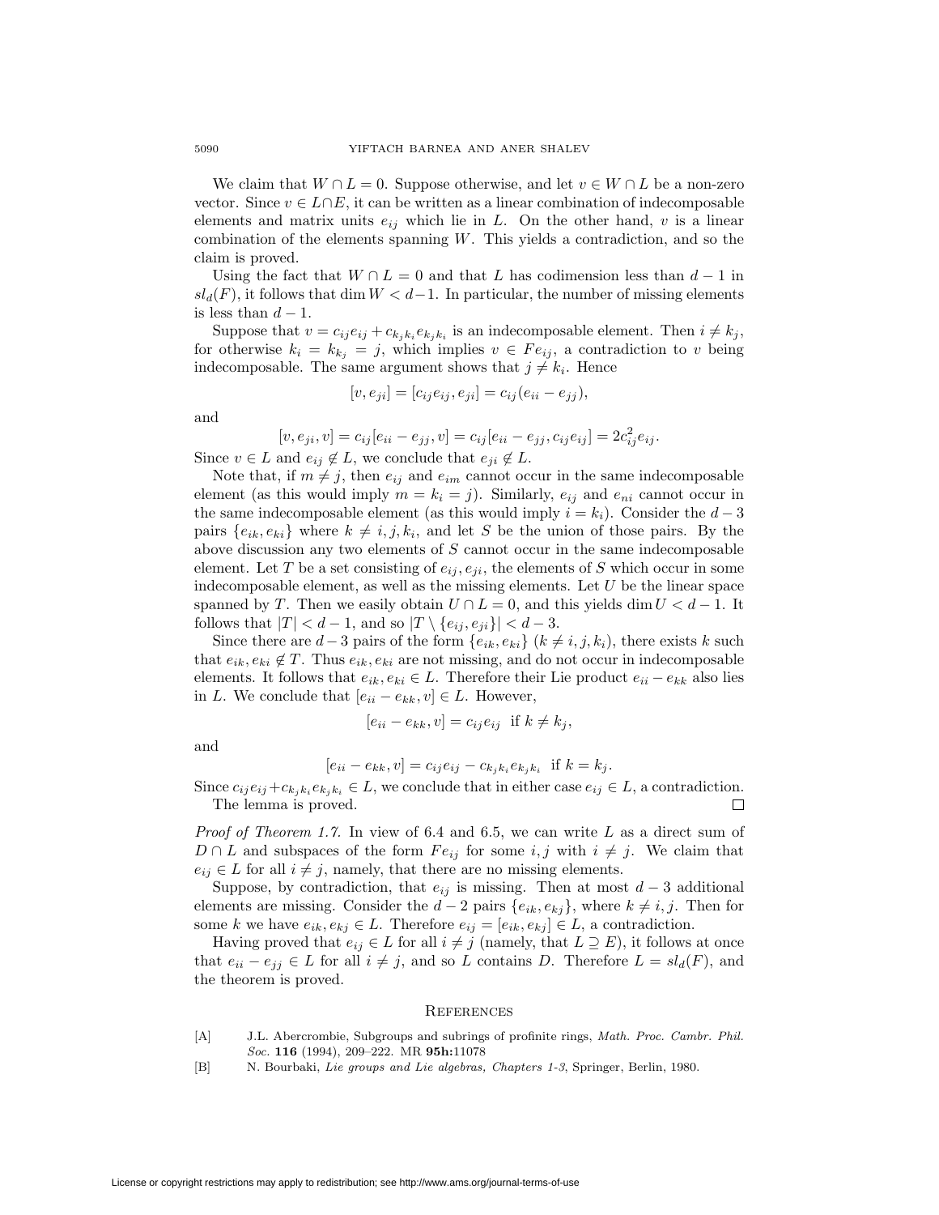We claim that $W \cap L = 0$. Suppose otherwise, and let $v \in W \cap L$ be a non-zero vector. Since $v \in L \cap E$, it can be written as a linear combination of indecomposable elements and matrix units $e_{ij}$ which lie in $L$. On the other hand, $v$ is a linear combination of the elements spanning $W$. This yields a contradiction, and so the claim is proved.

Using the fact that $W \cap L = 0$ and that $L$ has codimension less than $d-1$ in $sl_d(F)$, it follows that $\dim W < d-1$. In particular, the number of missing elements is less than $d-1$.

Suppose that $v = c_{ij}e_{ij} + c_{k_jk_i}e_{k_jk_i}$ is an indecomposable element. Then $i \neq k_j$, for otherwise $k_i = k_{k_j} = j$, which implies $v \in Fe_{ij}$, a contradiction to $v$ being indecomposable. The same argument shows that $j \neq k_i$. Hence

$$[v, e_{ji}] = [c_{ij}e_{ij}, e_{ji}] = c_{ij}(e_{ii} - e_{jj}),$$

and

$$[v, e_{ji}, v] = c_{ij}[e_{ii} - e_{jj}, v] = c_{ij}[e_{ii} - e_{jj}, c_{ij}e_{ij}] = 2c_{ij}^2 e_{ij}.$$

Since $v \in L$ and $e_{ij} \notin L$, we conclude that $e_{ji} \notin L$.

Note that, if $m \neq j$, then $e_{ij}$ and $e_{im}$ cannot occur in the same indecomposable element (as this would imply $m = k_i = j$). Similarly, $e_{ij}$ and $e_{ni}$ cannot occur in the same indecomposable element (as this would imply $i = k_i$). Consider the $d-3$ pairs $\{e_{ik}, e_{ki}\}$ where $k \neq i, j, k_i$, and let $S$ be the union of those pairs. By the above discussion any two elements of $S$ cannot occur in the same indecomposable element. Let $T$ be a set consisting of $e_{ij}, e_{ji}$, the elements of $S$ which occur in some indecomposable element, as well as the missing elements. Let $U$ be the linear space spanned by $T$. Then we easily obtain $U \cap L = 0$, and this yields $\dim U < d-1$. It follows that $|T| < d-1$, and so $|T \setminus \{e_{ij}, e_{ji}\}| < d-3$.

Since there are $d-3$ pairs of the form $\{e_{ik}, e_{ki}\}$ ($k \neq i, j, k_i$), there exists $k$ such that $e_{ik}, e_{ki} \notin T$. Thus $e_{ik}, e_{ki}$ are not missing, and do not occur in indecomposable elements. It follows that $e_{ik}, e_{ki} \in L$. Therefore their Lie product $e_{ii} - e_{kk}$ also lies in $L$. We conclude that $[e_{ii} - e_{kk}, v] \in L$. However,

$$[e_{ii} - e_{kk}, v] = c_{ij}e_{ij} \quad \text{if } k \neq k_j,$$

and

$$[e_{ii} - e_{kk}, v] = c_{ij}e_{ij} - c_{k_jk_i}e_{k_jk_i} \quad \text{if } k = k_j.$$

Since $c_{ij}e_{ij} + c_{k_jk_i}e_{k_jk_i} \in L$, we conclude that in either case $e_{ij} \in L$, a contradiction.

The lemma is proved. $\square$

*Proof of Theorem 1.7.* In view of 6.4 and 6.5, we can write $L$ as a direct sum of $D \cap L$ and subspaces of the form $Fe_{ij}$ for some $i, j$ with $i \neq j$. We claim that $e_{ij} \in L$ for all $i \neq j$, namely, that there are no missing elements.

Suppose, by contradiction, that $e_{ij}$ is missing. Then at most $d-3$ additional elements are missing. Consider the $d-2$ pairs $\{e_{ik}, e_{kj}\}$, where $k \neq i, j$. Then for some $k$ we have $e_{ik}, e_{kj} \in L$. Therefore $e_{ij} = [e_{ik}, e_{kj}] \in L$, a contradiction.

Having proved that $e_{ij} \in L$ for all $i \neq j$ (namely, that $L \supseteq E$), it follows at once that $e_{ii} - e_{jj} \in L$ for all $i \neq j$, and so $L$ contains $D$. Therefore $L = sl_d(F)$, and the theorem is proved.

## References

[A] J.L. Abercrombie, Subgroups and subrings of profinite rings, *Math. Proc. Cambr. Phil. Soc.* **116** (1994), 209–222. MR **95h:**11078

[B] N. Bourbaki, *Lie groups and Lie algebras, Chapters 1-3*, Springer, Berlin, 1980.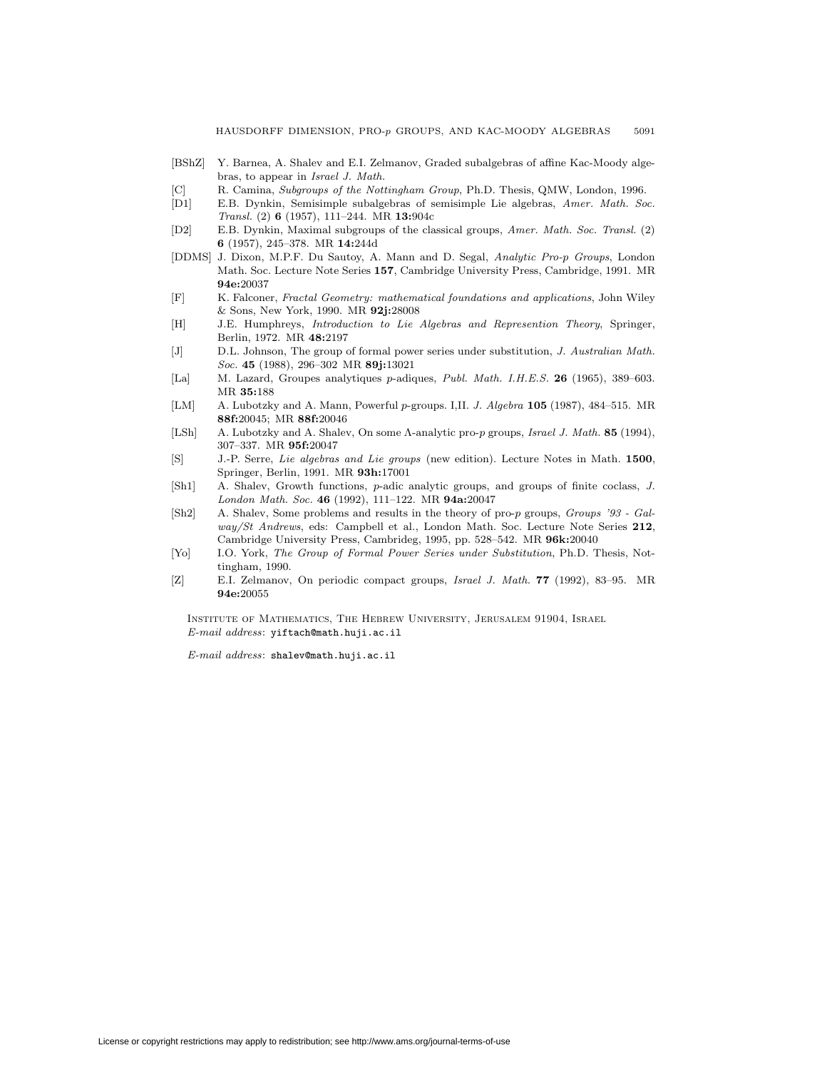[BShZ] Y. Barnea, A. Shalev and E.I. Zelmanov, Graded subalgebras of affine Kac-Moody algebras, to appear in *Israel J. Math.*

[C] R. Camina, *Subgroups of the Nottingham Group*, Ph.D. Thesis, QMW, London, 1996.

[D1] E.B. Dynkin, Semisimple subalgebras of semisimple Lie algebras, *Amer. Math. Soc. Transl.* (2) **6** (1957), 111–244. MR **13:**904c

[D2] E.B. Dynkin, Maximal subgroups of the classical groups, *Amer. Math. Soc. Transl.* (2) **6** (1957), 245–378. MR **14:**244d

[DDMS] J. Dixon, M.P.F. Du Sautoy, A. Mann and D. Segal, *Analytic Pro-p Groups*, London Math. Soc. Lecture Note Series **157**, Cambridge University Press, Cambridge, 1991. MR **94e:**20037

[F] K. Falconer, *Fractal Geometry: mathematical foundations and applications*, John Wiley & Sons, New York, 1990. MR **92j:**28008

[H] J.E. Humphreys, *Introduction to Lie Algebras and Represention Theory*, Springer, Berlin, 1972. MR **48:**2197

[J] D.L. Johnson, The group of formal power series under substitution, *J. Australian Math. Soc.* **45** (1988), 296–302 MR **89j:**13021

[La] M. Lazard, Groupes analytiques $p$-adiques, *Publ. Math. I.H.E.S.* **26** (1965), 389–603. MR **35:**188

[LM] A. Lubotzky and A. Mann, Powerful $p$-groups. I,II. *J. Algebra* **105** (1987), 484–515. MR **88f:**20045; MR **88f:**20046

[LSh] A. Lubotzky and A. Shalev, On some $\Lambda$-analytic pro-$p$ groups, *Israel J. Math.* **85** (1994), 307–337. MR **95f:**20047

[S] J.-P. Serre, *Lie algebras and Lie groups* (new edition). Lecture Notes in Math. **1500**, Springer, Berlin, 1991. MR **93h:**17001

[Sh1] A. Shalev, Growth functions, $p$-adic analytic groups, and groups of finite coclass, *J. London Math. Soc.* **46** (1992), 111–122. MR **94a:**20047

[Sh2] A. Shalev, Some problems and results in the theory of pro-$p$ groups, *Groups '93 - Galway/St Andrews*, eds: Campbell et al., London Math. Soc. Lecture Note Series **212**, Cambridge University Press, Cambrideg, 1995, pp. 528–542. MR **96k:**20040

[Yo] I.O. York, *The Group of Formal Power Series under Substitution*, Ph.D. Thesis, Nottingham, 1990.

[Z] E.I. Zelmanov, On periodic compact groups, *Israel J. Math.* **77** (1992), 83–95. MR **94e:**20055

Institute of Mathematics, The Hebrew University, Jerusalem 91904, Israel
*E-mail address*: yiftach@math.huji.ac.il

*E-mail address*: shalev@math.huji.ac.il